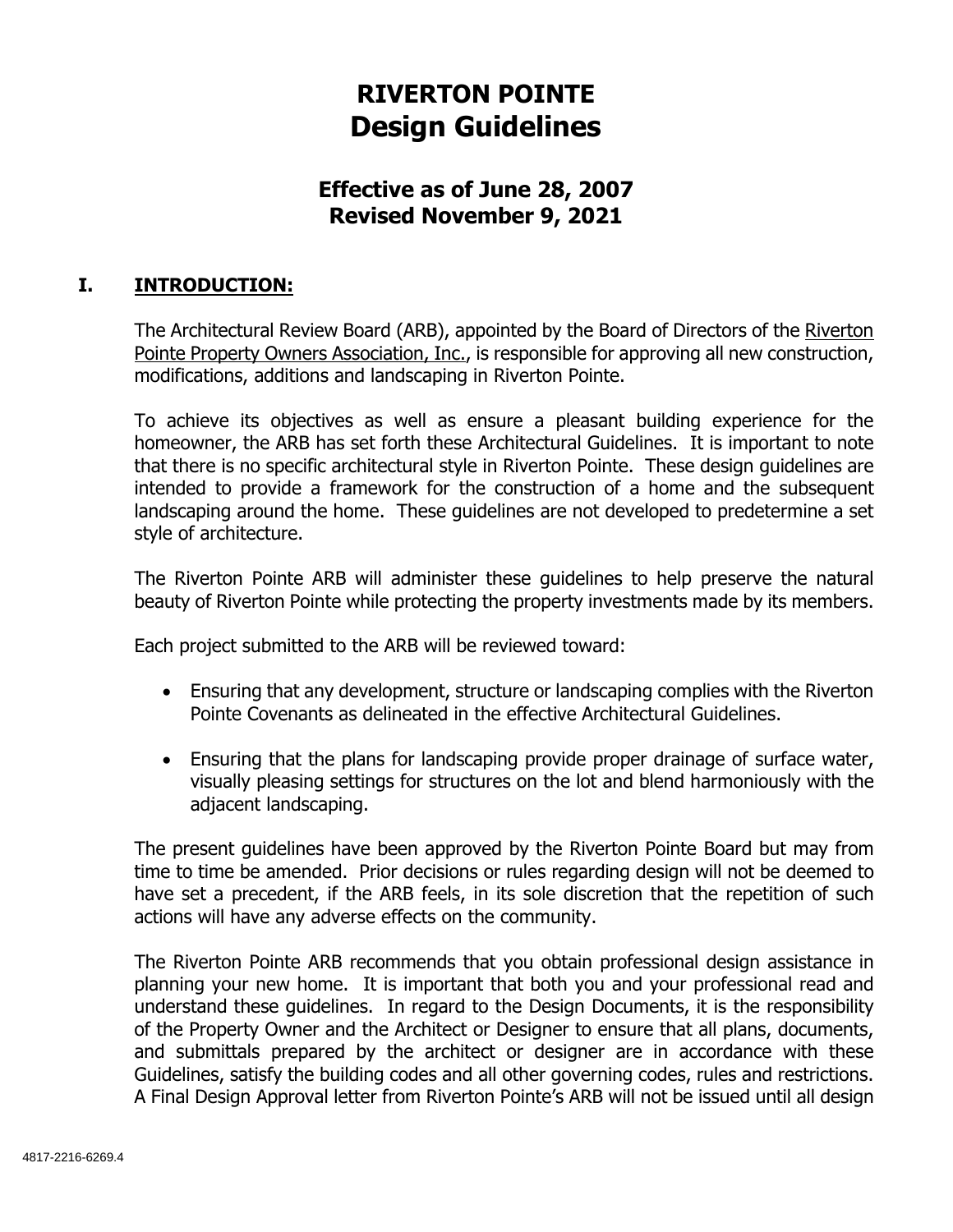# RIVERTON POINTE
# Design Guidelines

## Effective as of June 28, 2007
## Revised November 9, 2021

## I. INTRODUCTION:

The Architectural Review Board (ARB), appointed by the Board of Directors of the Riverton Pointe Property Owners Association, Inc., is responsible for approving all new construction, modifications, additions and landscaping in Riverton Pointe.

To achieve its objectives as well as ensure a pleasant building experience for the homeowner, the ARB has set forth these Architectural Guidelines. It is important to note that there is no specific architectural style in Riverton Pointe. These design guidelines are intended to provide a framework for the construction of a home and the subsequent landscaping around the home. These guidelines are not developed to predetermine a set style of architecture.

The Riverton Pointe ARB will administer these guidelines to help preserve the natural beauty of Riverton Pointe while protecting the property investments made by its members.

Each project submitted to the ARB will be reviewed toward:

- Ensuring that any development, structure or landscaping complies with the Riverton Pointe Covenants as delineated in the effective Architectural Guidelines.
- Ensuring that the plans for landscaping provide proper drainage of surface water, visually pleasing settings for structures on the lot and blend harmoniously with the adjacent landscaping.

The present guidelines have been approved by the Riverton Pointe Board but may from time to time be amended. Prior decisions or rules regarding design will not be deemed to have set a precedent, if the ARB feels, in its sole discretion that the repetition of such actions will have any adverse effects on the community.

The Riverton Pointe ARB recommends that you obtain professional design assistance in planning your new home. It is important that both you and your professional read and understand these guidelines. In regard to the Design Documents, it is the responsibility of the Property Owner and the Architect or Designer to ensure that all plans, documents, and submittals prepared by the architect or designer are in accordance with these Guidelines, satisfy the building codes and all other governing codes, rules and restrictions. A Final Design Approval letter from Riverton Pointe's ARB will not be issued until all design

4817-2216-6269.4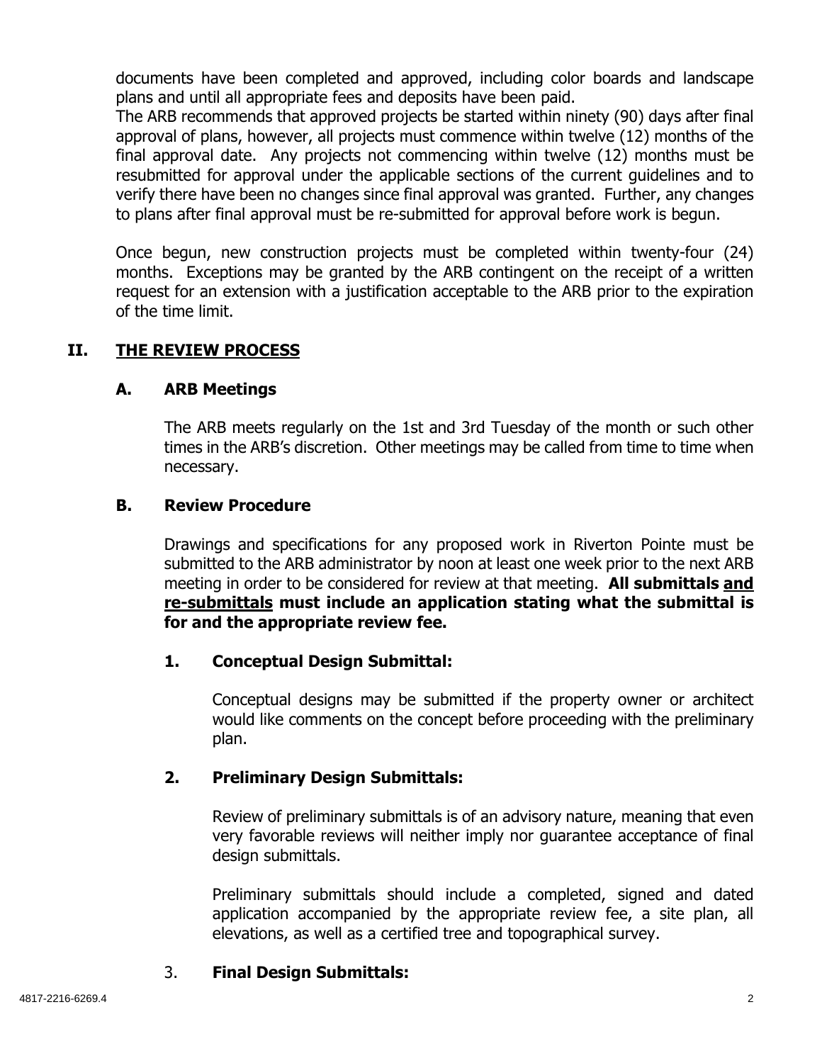documents have been completed and approved, including color boards and landscape plans and until all appropriate fees and deposits have been paid.

The ARB recommends that approved projects be started within ninety (90) days after final approval of plans, however, all projects must commence within twelve (12) months of the final approval date. Any projects not commencing within twelve (12) months must be resubmitted for approval under the applicable sections of the current guidelines and to verify there have been no changes since final approval was granted. Further, any changes to plans after final approval must be re-submitted for approval before work is begun.

Once begun, new construction projects must be completed within twenty-four (24) months. Exceptions may be granted by the ARB contingent on the receipt of a written request for an extension with a justification acceptable to the ARB prior to the expiration of the time limit.

## II. THE REVIEW PROCESS

### A. ARB Meetings

The ARB meets regularly on the 1st and 3rd Tuesday of the month or such other times in the ARB's discretion. Other meetings may be called from time to time when necessary.

### B. Review Procedure

Drawings and specifications for any proposed work in Riverton Pointe must be submitted to the ARB administrator by noon at least one week prior to the next ARB meeting in order to be considered for review at that meeting. **All submittals and re-submittals must include an application stating what the submittal is for and the appropriate review fee.**

#### 1. Conceptual Design Submittal:

Conceptual designs may be submitted if the property owner or architect would like comments on the concept before proceeding with the preliminary plan.

#### 2. Preliminary Design Submittals:

Review of preliminary submittals is of an advisory nature, meaning that even very favorable reviews will neither imply nor guarantee acceptance of final design submittals.

Preliminary submittals should include a completed, signed and dated application accompanied by the appropriate review fee, a site plan, all elevations, as well as a certified tree and topographical survey.

#### 3. Final Design Submittals: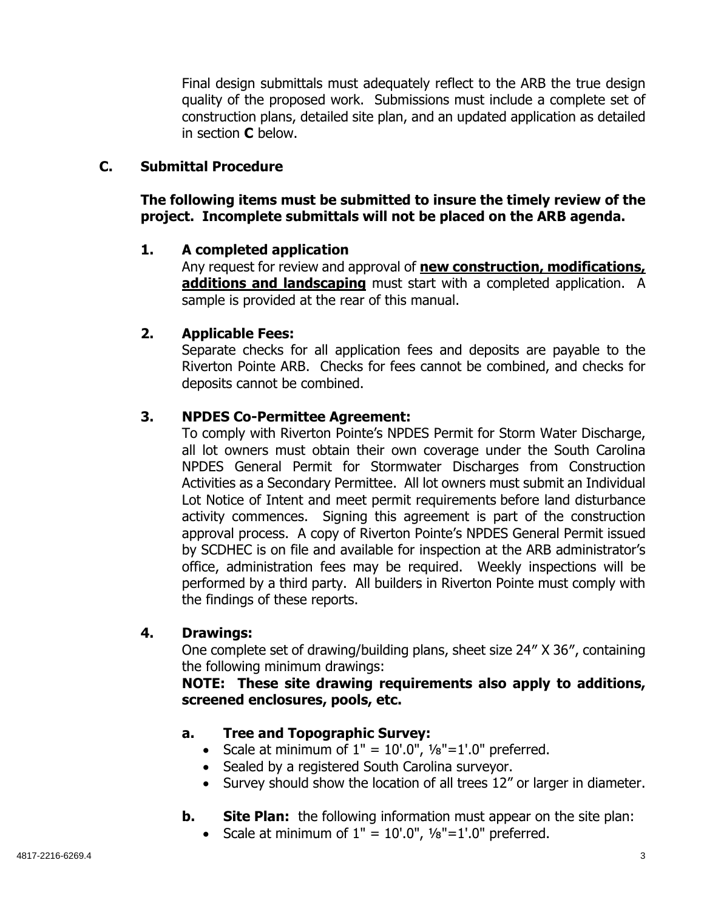Final design submittals must adequately reflect to the ARB the true design quality of the proposed work. Submissions must include a complete set of construction plans, detailed site plan, and an updated application as detailed in section **C** below.

## C. Submittal Procedure

**The following items must be submitted to insure the timely review of the project. Incomplete submittals will not be placed on the ARB agenda.**

### 1. A completed application

Any request for review and approval of **new construction, modifications, additions and landscaping** must start with a completed application. A sample is provided at the rear of this manual.

### 2. Applicable Fees:

Separate checks for all application fees and deposits are payable to the Riverton Pointe ARB. Checks for fees cannot be combined, and checks for deposits cannot be combined.

### 3. NPDES Co-Permittee Agreement:

To comply with Riverton Pointe's NPDES Permit for Storm Water Discharge, all lot owners must obtain their own coverage under the South Carolina NPDES General Permit for Stormwater Discharges from Construction Activities as a Secondary Permittee. All lot owners must submit an Individual Lot Notice of Intent and meet permit requirements before land disturbance activity commences. Signing this agreement is part of the construction approval process. A copy of Riverton Pointe's NPDES General Permit issued by SCDHEC is on file and available for inspection at the ARB administrator's office, administration fees may be required. Weekly inspections will be performed by a third party. All builders in Riverton Pointe must comply with the findings of these reports.

### 4. Drawings:

One complete set of drawing/building plans, sheet size 24" X 36", containing the following minimum drawings:

**NOTE: These site drawing requirements also apply to additions, screened enclosures, pools, etc.**

**a. Tree and Topographic Survey:**

- Scale at minimum of 1" = 10'.0", ⅛"=1'.0" preferred.
- Sealed by a registered South Carolina surveyor.
- Survey should show the location of all trees 12" or larger in diameter.

**b. Site Plan:** the following information must appear on the site plan:

- Scale at minimum of 1" = 10'.0", ⅛"=1'.0" preferred.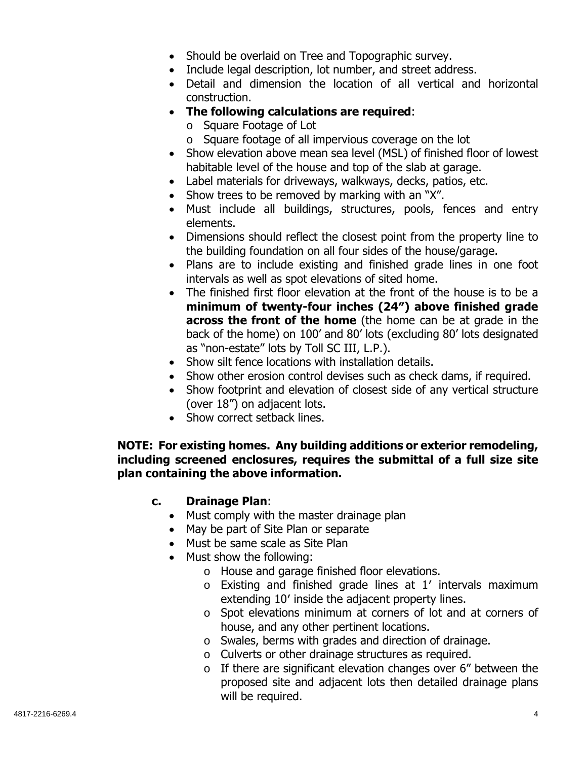- Should be overlaid on Tree and Topographic survey.
- Include legal description, lot number, and street address.
- Detail and dimension the location of all vertical and horizontal construction.
- **The following calculations are required**:
  - Square Footage of Lot
  - Square footage of all impervious coverage on the lot
- Show elevation above mean sea level (MSL) of finished floor of lowest habitable level of the house and top of the slab at garage.
- Label materials for driveways, walkways, decks, patios, etc.
- Show trees to be removed by marking with an "X".
- Must include all buildings, structures, pools, fences and entry elements.
- Dimensions should reflect the closest point from the property line to the building foundation on all four sides of the house/garage.
- Plans are to include existing and finished grade lines in one foot intervals as well as spot elevations of sited home.
- The finished first floor elevation at the front of the house is to be a **minimum of twenty-four inches (24") above finished grade across the front of the home** (the home can be at grade in the back of the home) on 100' and 80' lots (excluding 80' lots designated as "non-estate" lots by Toll SC III, L.P.).
- Show silt fence locations with installation details.
- Show other erosion control devises such as check dams, if required.
- Show footprint and elevation of closest side of any vertical structure (over 18") on adjacent lots.
- Show correct setback lines.

**NOTE: For existing homes. Any building additions or exterior remodeling, including screened enclosures, requires the submittal of a full size site plan containing the above information.**

**c. Drainage Plan**:

- Must comply with the master drainage plan
- May be part of Site Plan or separate
- Must be same scale as Site Plan
- Must show the following:
  - House and garage finished floor elevations.
  - Existing and finished grade lines at 1' intervals maximum extending 10' inside the adjacent property lines.
  - Spot elevations minimum at corners of lot and at corners of house, and any other pertinent locations.
  - Swales, berms with grades and direction of drainage.
  - Culverts or other drainage structures as required.
  - If there are significant elevation changes over 6" between the proposed site and adjacent lots then detailed drainage plans will be required.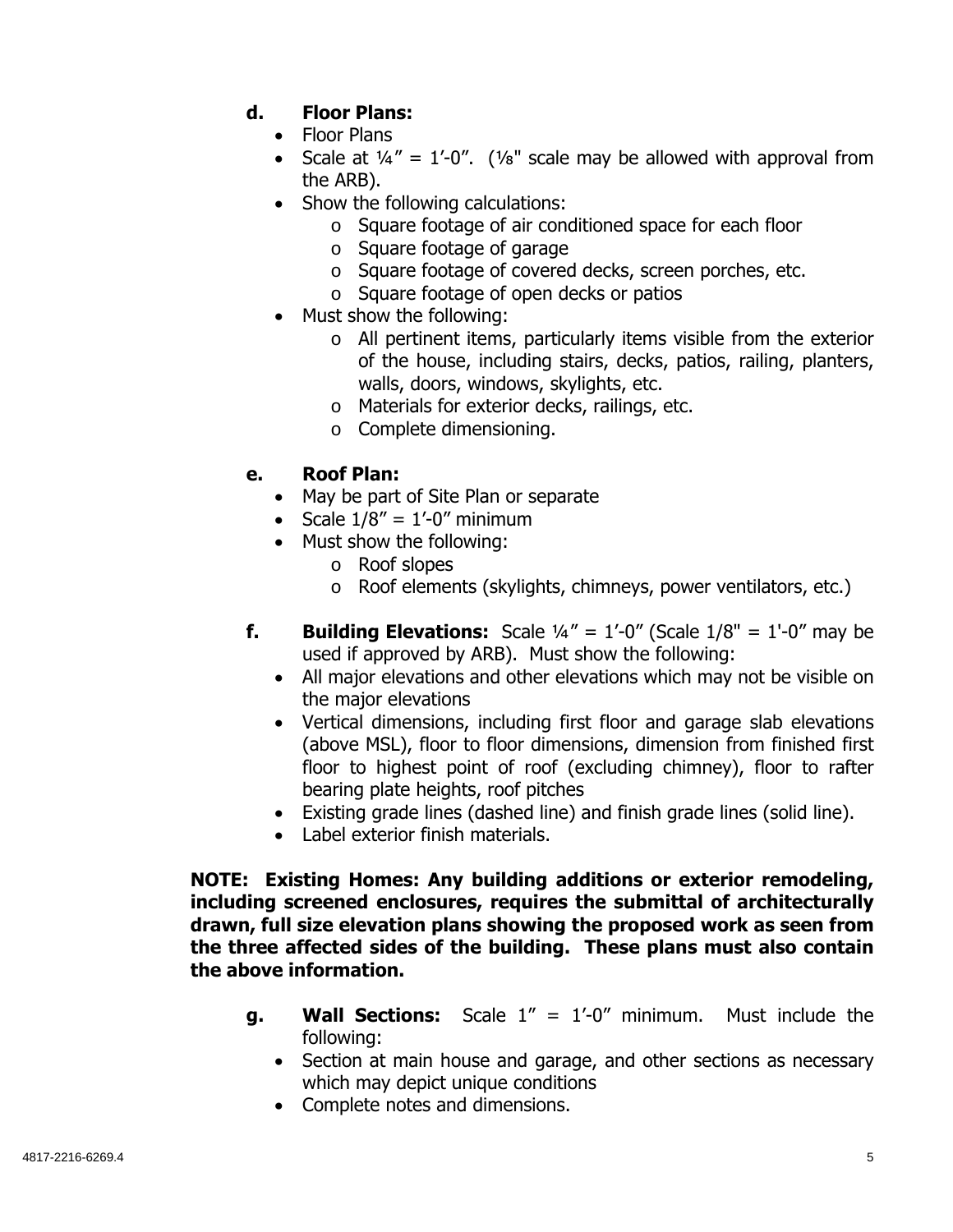**d. Floor Plans:**

- Floor Plans
- Scale at ¼″ = 1′-0″. (⅛" scale may be allowed with approval from the ARB).
- Show the following calculations:
  - Square footage of air conditioned space for each floor
  - Square footage of garage
  - Square footage of covered decks, screen porches, etc.
  - Square footage of open decks or patios
- Must show the following:
  - All pertinent items, particularly items visible from the exterior of the house, including stairs, decks, patios, railing, planters, walls, doors, windows, skylights, etc.
  - Materials for exterior decks, railings, etc.
  - Complete dimensioning.

**e. Roof Plan:**

- May be part of Site Plan or separate
- Scale 1/8″ = 1′-0″ minimum
- Must show the following:
  - Roof slopes
  - Roof elements (skylights, chimneys, power ventilators, etc.)

**f. Building Elevations:** Scale ¼″ = 1′-0″ (Scale 1/8" = 1'-0″ may be used if approved by ARB). Must show the following:

- All major elevations and other elevations which may not be visible on the major elevations
- Vertical dimensions, including first floor and garage slab elevations (above MSL), floor to floor dimensions, dimension from finished first floor to highest point of roof (excluding chimney), floor to rafter bearing plate heights, roof pitches
- Existing grade lines (dashed line) and finish grade lines (solid line).
- Label exterior finish materials.

**NOTE: Existing Homes: Any building additions or exterior remodeling, including screened enclosures, requires the submittal of architecturally drawn, full size elevation plans showing the proposed work as seen from the three affected sides of the building. These plans must also contain the above information.**

**g. Wall Sections:** Scale 1″ = 1′-0″ minimum. Must include the following:

- Section at main house and garage, and other sections as necessary which may depict unique conditions
- Complete notes and dimensions.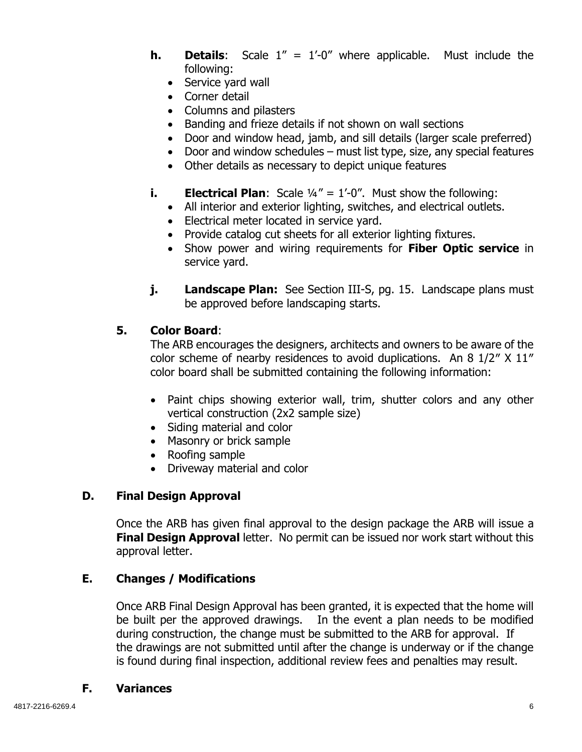**h. Details**: Scale 1" = 1'-0" where applicable. Must include the following:

- Service yard wall
- Corner detail
- Columns and pilasters
- Banding and frieze details if not shown on wall sections
- Door and window head, jamb, and sill details (larger scale preferred)
- Door and window schedules – must list type, size, any special features
- Other details as necessary to depict unique features

**i. Electrical Plan**: Scale ¼" = 1'-0". Must show the following:

- All interior and exterior lighting, switches, and electrical outlets.
- Electrical meter located in service yard.
- Provide catalog cut sheets for all exterior lighting fixtures.
- Show power and wiring requirements for **Fiber Optic service** in service yard.

**j. Landscape Plan:** See Section III-S, pg. 15. Landscape plans must be approved before landscaping starts.

**5. Color Board**:

The ARB encourages the designers, architects and owners to be aware of the color scheme of nearby residences to avoid duplications. An 8 1/2" X 11" color board shall be submitted containing the following information:

- Paint chips showing exterior wall, trim, shutter colors and any other vertical construction (2x2 sample size)
- Siding material and color
- Masonry or brick sample
- Roofing sample
- Driveway material and color

### D. Final Design Approval

Once the ARB has given final approval to the design package the ARB will issue a **Final Design Approval** letter. No permit can be issued nor work start without this approval letter.

### E. Changes / Modifications

Once ARB Final Design Approval has been granted, it is expected that the home will be built per the approved drawings. In the event a plan needs to be modified during construction, the change must be submitted to the ARB for approval. If the drawings are not submitted until after the change is underway or if the change is found during final inspection, additional review fees and penalties may result.

### F. Variances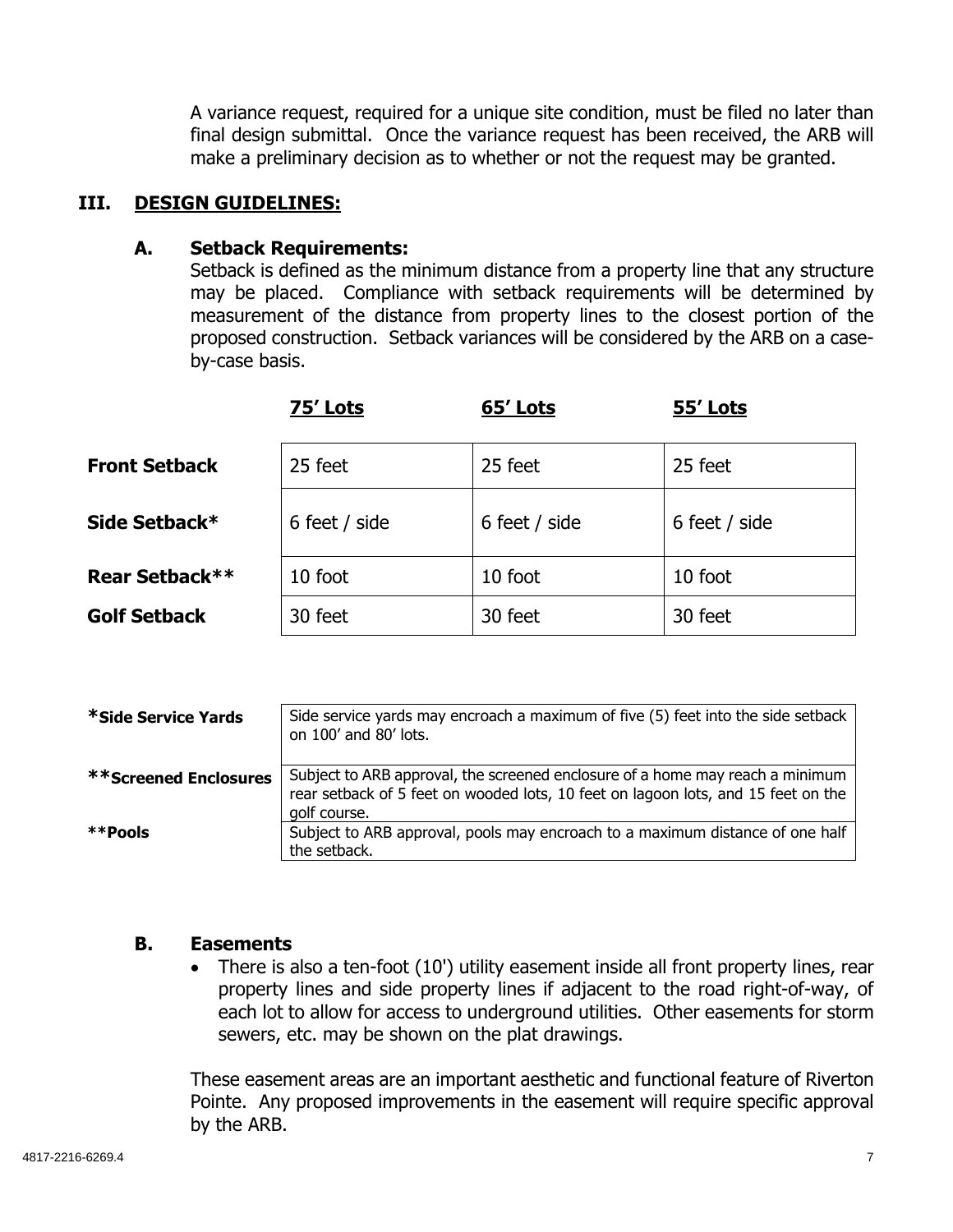A variance request, required for a unique site condition, must be filed no later than final design submittal. Once the variance request has been received, the ARB will make a preliminary decision as to whether or not the request may be granted.

## III. DESIGN GUIDELINES:

### A. Setback Requirements:

Setback is defined as the minimum distance from a property line that any structure may be placed. Compliance with setback requirements will be determined by measurement of the distance from property lines to the closest portion of the proposed construction. Setback variances will be considered by the ARB on a case-by-case basis.

| | 75' Lots | 65' Lots | 55' Lots |
|---|---|---|---|
| **Front Setback** | 25 feet | 25 feet | 25 feet |
| **Side Setback*** | 6 feet / side | 6 feet / side | 6 feet / side |
| **Rear Setback**** | 10 foot | 10 foot | 10 foot |
| **Golf Setback** | 30 feet | 30 feet | 30 feet |

| | |
|---|---|
| ***Side Service Yards** | Side service yards may encroach a maximum of five (5) feet into the side setback on 100' and 80' lots. |
| ****Screened Enclosures** | Subject to ARB approval, the screened enclosure of a home may reach a minimum rear setback of 5 feet on wooded lots, 10 feet on lagoon lots, and 15 feet on the golf course. |
| ****Pools** | Subject to ARB approval, pools may encroach to a maximum distance of one half the setback. |

### B. Easements

- There is also a ten-foot (10') utility easement inside all front property lines, rear property lines and side property lines if adjacent to the road right-of-way, of each lot to allow for access to underground utilities. Other easements for storm sewers, etc. may be shown on the plat drawings.

These easement areas are an important aesthetic and functional feature of Riverton Pointe. Any proposed improvements in the easement will require specific approval by the ARB.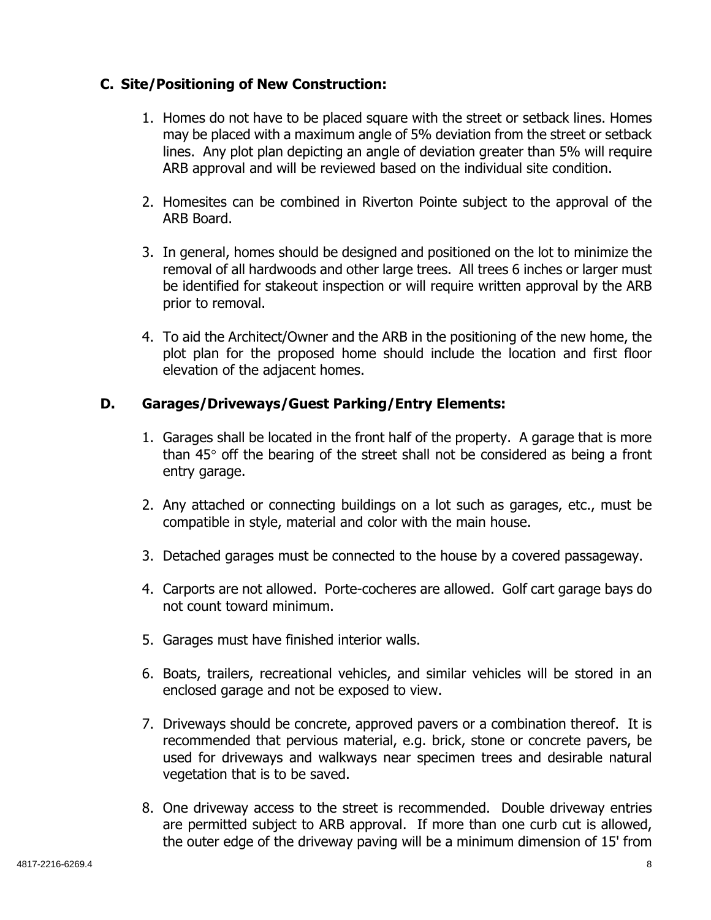## C. Site/Positioning of New Construction:

1. Homes do not have to be placed square with the street or setback lines. Homes may be placed with a maximum angle of 5% deviation from the street or setback lines. Any plot plan depicting an angle of deviation greater than 5% will require ARB approval and will be reviewed based on the individual site condition.

2. Homesites can be combined in Riverton Pointe subject to the approval of the ARB Board.

3. In general, homes should be designed and positioned on the lot to minimize the removal of all hardwoods and other large trees. All trees 6 inches or larger must be identified for stakeout inspection or will require written approval by the ARB prior to removal.

4. To aid the Architect/Owner and the ARB in the positioning of the new home, the plot plan for the proposed home should include the location and first floor elevation of the adjacent homes.

## D. Garages/Driveways/Guest Parking/Entry Elements:

1. Garages shall be located in the front half of the property. A garage that is more than 45° off the bearing of the street shall not be considered as being a front entry garage.

2. Any attached or connecting buildings on a lot such as garages, etc., must be compatible in style, material and color with the main house.

3. Detached garages must be connected to the house by a covered passageway.

4. Carports are not allowed. Porte-cocheres are allowed. Golf cart garage bays do not count toward minimum.

5. Garages must have finished interior walls.

6. Boats, trailers, recreational vehicles, and similar vehicles will be stored in an enclosed garage and not be exposed to view.

7. Driveways should be concrete, approved pavers or a combination thereof. It is recommended that pervious material, e.g. brick, stone or concrete pavers, be used for driveways and walkways near specimen trees and desirable natural vegetation that is to be saved.

8. One driveway access to the street is recommended. Double driveway entries are permitted subject to ARB approval. If more than one curb cut is allowed, the outer edge of the driveway paving will be a minimum dimension of 15' from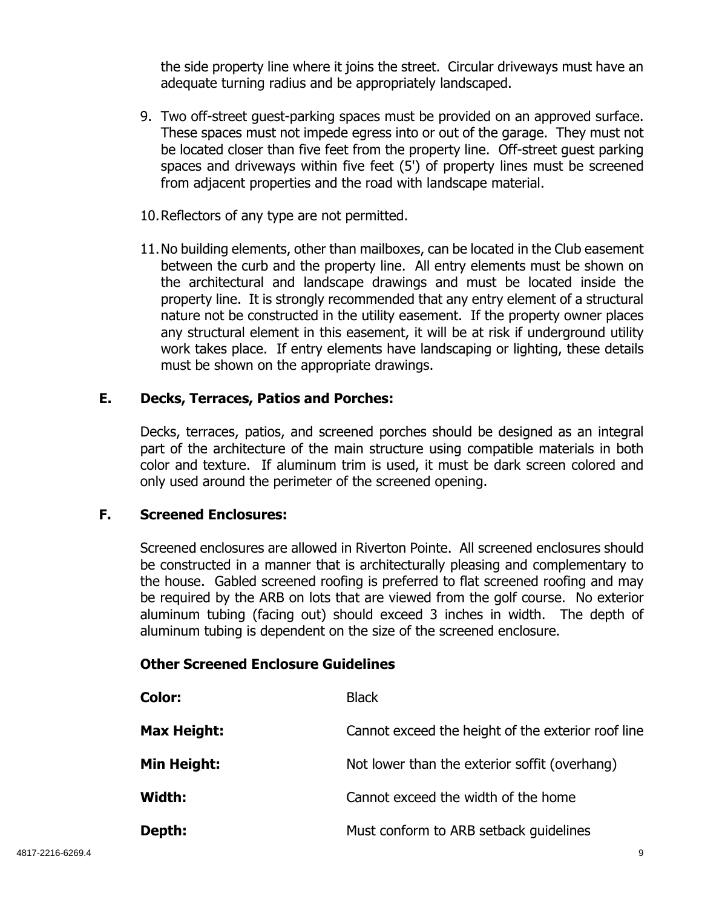the side property line where it joins the street. Circular driveways must have an adequate turning radius and be appropriately landscaped.

9. Two off-street guest-parking spaces must be provided on an approved surface. These spaces must not impede egress into or out of the garage. They must not be located closer than five feet from the property line. Off-street guest parking spaces and driveways within five feet (5') of property lines must be screened from adjacent properties and the road with landscape material.

10. Reflectors of any type are not permitted.

11. No building elements, other than mailboxes, can be located in the Club easement between the curb and the property line. All entry elements must be shown on the architectural and landscape drawings and must be located inside the property line. It is strongly recommended that any entry element of a structural nature not be constructed in the utility easement. If the property owner places any structural element in this easement, it will be at risk if underground utility work takes place. If entry elements have landscaping or lighting, these details must be shown on the appropriate drawings.

## E. Decks, Terraces, Patios and Porches:

Decks, terraces, patios, and screened porches should be designed as an integral part of the architecture of the main structure using compatible materials in both color and texture. If aluminum trim is used, it must be dark screen colored and only used around the perimeter of the screened opening.

## F. Screened Enclosures:

Screened enclosures are allowed in Riverton Pointe. All screened enclosures should be constructed in a manner that is architecturally pleasing and complementary to the house. Gabled screened roofing is preferred to flat screened roofing and may be required by the ARB on lots that are viewed from the golf course. No exterior aluminum tubing (facing out) should exceed 3 inches in width. The depth of aluminum tubing is dependent on the size of the screened enclosure.

### Other Screened Enclosure Guidelines

| | |
|---|---|
| **Color:** | Black |
| **Max Height:** | Cannot exceed the height of the exterior roof line |
| **Min Height:** | Not lower than the exterior soffit (overhang) |
| **Width:** | Cannot exceed the width of the home |
| **Depth:** | Must conform to ARB setback guidelines |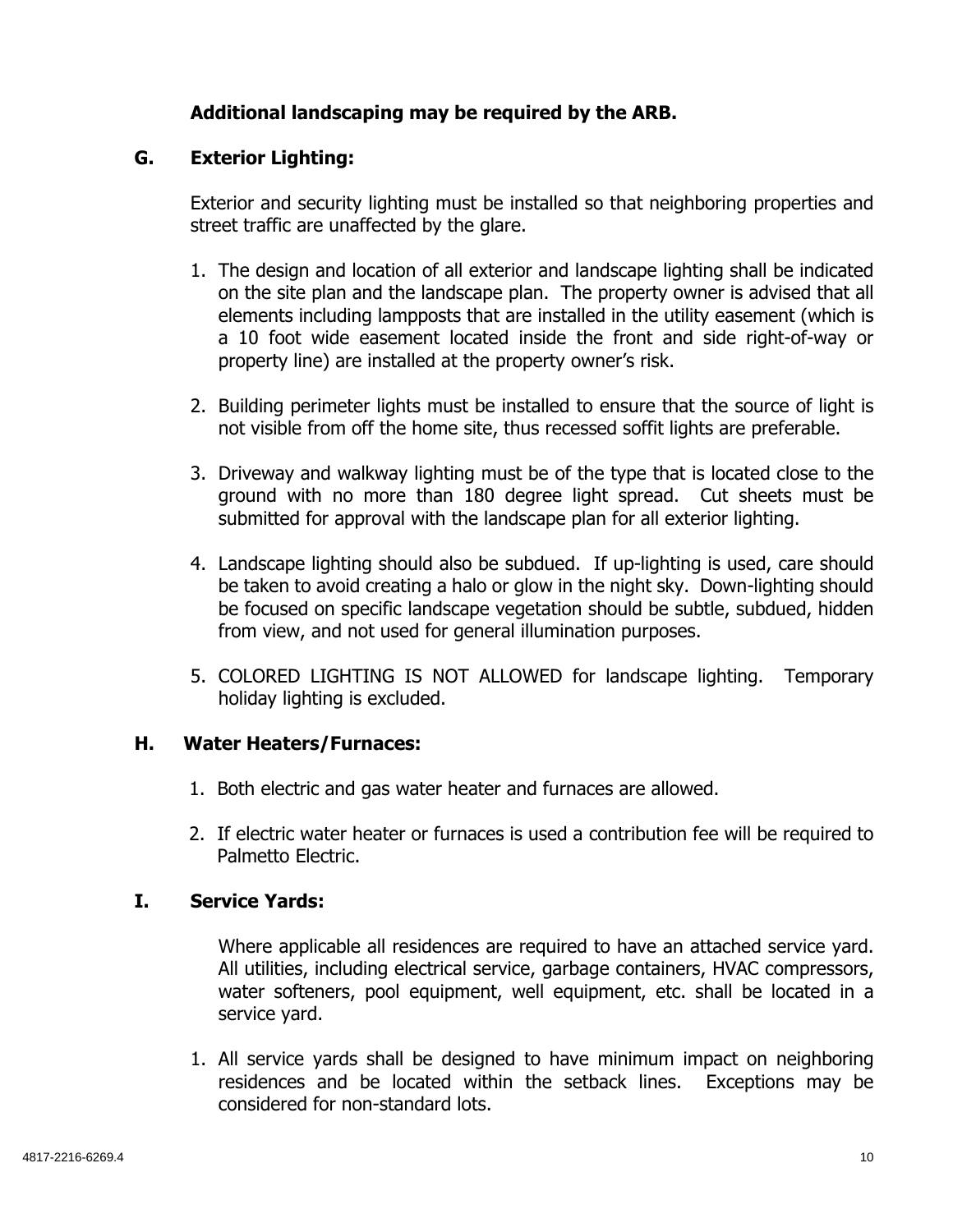**Additional landscaping may be required by the ARB.**

### G. Exterior Lighting:

Exterior and security lighting must be installed so that neighboring properties and street traffic are unaffected by the glare.

1. The design and location of all exterior and landscape lighting shall be indicated on the site plan and the landscape plan. The property owner is advised that all elements including lampposts that are installed in the utility easement (which is a 10 foot wide easement located inside the front and side right-of-way or property line) are installed at the property owner's risk.

2. Building perimeter lights must be installed to ensure that the source of light is not visible from off the home site, thus recessed soffit lights are preferable.

3. Driveway and walkway lighting must be of the type that is located close to the ground with no more than 180 degree light spread. Cut sheets must be submitted for approval with the landscape plan for all exterior lighting.

4. Landscape lighting should also be subdued. If up-lighting is used, care should be taken to avoid creating a halo or glow in the night sky. Down-lighting should be focused on specific landscape vegetation should be subtle, subdued, hidden from view, and not used for general illumination purposes.

5. COLORED LIGHTING IS NOT ALLOWED for landscape lighting. Temporary holiday lighting is excluded.

### H. Water Heaters/Furnaces:

1. Both electric and gas water heater and furnaces are allowed.

2. If electric water heater or furnaces is used a contribution fee will be required to Palmetto Electric.

### I. Service Yards:

Where applicable all residences are required to have an attached service yard. All utilities, including electrical service, garbage containers, HVAC compressors, water softeners, pool equipment, well equipment, etc. shall be located in a service yard.

1. All service yards shall be designed to have minimum impact on neighboring residences and be located within the setback lines. Exceptions may be considered for non-standard lots.

4817-2216-6269.4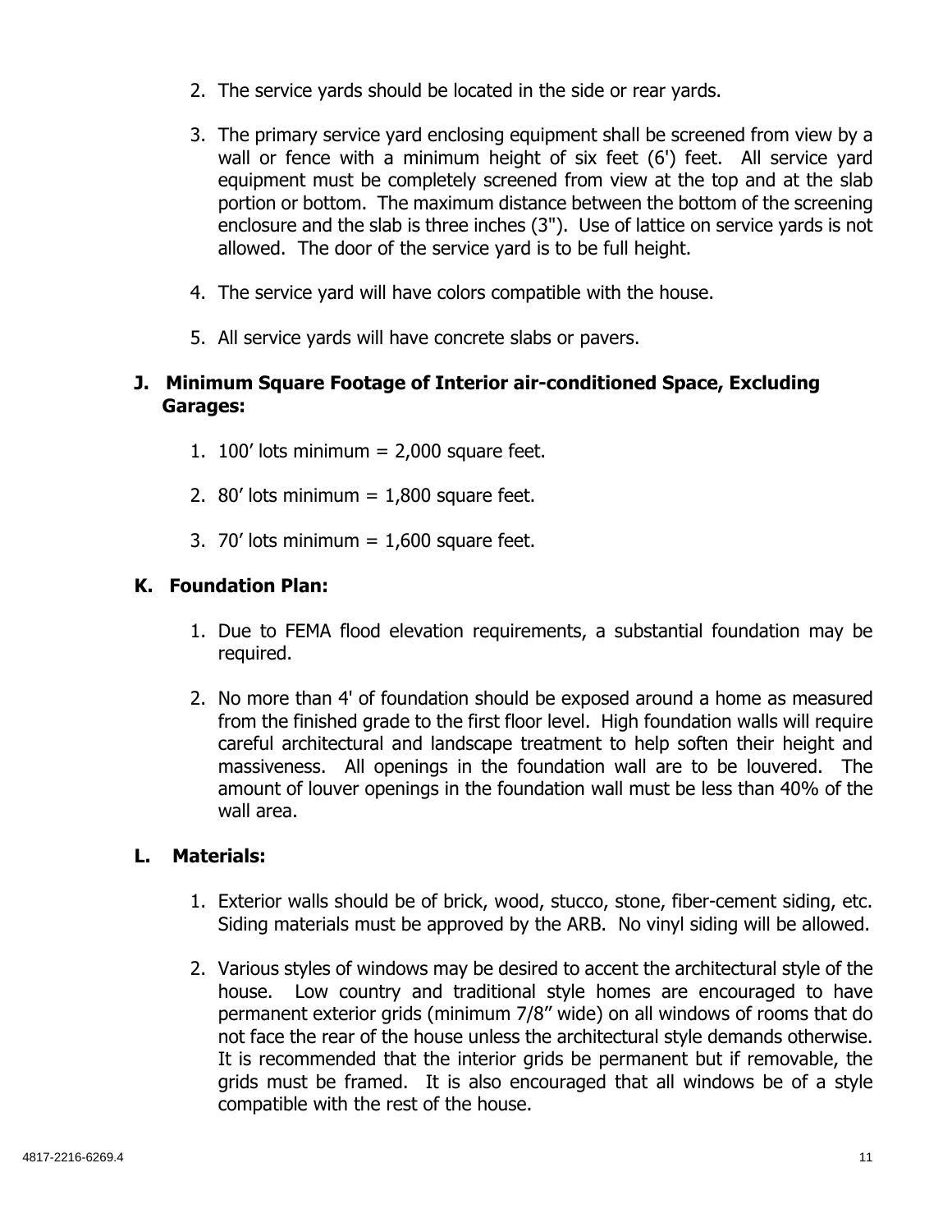2. The service yards should be located in the side or rear yards.

3. The primary service yard enclosing equipment shall be screened from view by a wall or fence with a minimum height of six feet (6') feet. All service yard equipment must be completely screened from view at the top and at the slab portion or bottom. The maximum distance between the bottom of the screening enclosure and the slab is three inches (3"). Use of lattice on service yards is not allowed. The door of the service yard is to be full height.

4. The service yard will have colors compatible with the house.

5. All service yards will have concrete slabs or pavers.

### J. Minimum Square Footage of Interior air-conditioned Space, Excluding Garages:

1. 100' lots minimum = 2,000 square feet.

2. 80' lots minimum = 1,800 square feet.

3. 70' lots minimum = 1,600 square feet.

### K. Foundation Plan:

1. Due to FEMA flood elevation requirements, a substantial foundation may be required.

2. No more than 4' of foundation should be exposed around a home as measured from the finished grade to the first floor level. High foundation walls will require careful architectural and landscape treatment to help soften their height and massiveness. All openings in the foundation wall are to be louvered. The amount of louver openings in the foundation wall must be less than 40% of the wall area.

### L. Materials:

1. Exterior walls should be of brick, wood, stucco, stone, fiber-cement siding, etc. Siding materials must be approved by the ARB. No vinyl siding will be allowed.

2. Various styles of windows may be desired to accent the architectural style of the house. Low country and traditional style homes are encouraged to have permanent exterior grids (minimum 7/8" wide) on all windows of rooms that do not face the rear of the house unless the architectural style demands otherwise. It is recommended that the interior grids be permanent but if removable, the grids must be framed. It is also encouraged that all windows be of a style compatible with the rest of the house.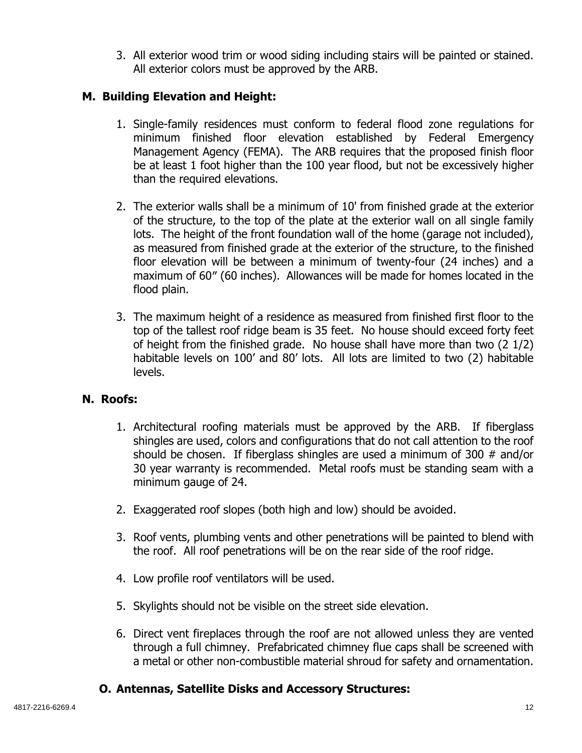3. All exterior wood trim or wood siding including stairs will be painted or stained. All exterior colors must be approved by the ARB.

## M. Building Elevation and Height:

1. Single-family residences must conform to federal flood zone regulations for minimum finished floor elevation established by Federal Emergency Management Agency (FEMA). The ARB requires that the proposed finish floor be at least 1 foot higher than the 100 year flood, but not be excessively higher than the required elevations.

2. The exterior walls shall be a minimum of 10' from finished grade at the exterior of the structure, to the top of the plate at the exterior wall on all single family lots. The height of the front foundation wall of the home (garage not included), as measured from finished grade at the exterior of the structure, to the finished floor elevation will be between a minimum of twenty-four (24 inches) and a maximum of 60" (60 inches). Allowances will be made for homes located in the flood plain.

3. The maximum height of a residence as measured from finished first floor to the top of the tallest roof ridge beam is 35 feet. No house should exceed forty feet of height from the finished grade. No house shall have more than two (2 1/2) habitable levels on 100' and 80' lots. All lots are limited to two (2) habitable levels.

## N. Roofs:

1. Architectural roofing materials must be approved by the ARB. If fiberglass shingles are used, colors and configurations that do not call attention to the roof should be chosen. If fiberglass shingles are used a minimum of 300 # and/or 30 year warranty is recommended. Metal roofs must be standing seam with a minimum gauge of 24.

2. Exaggerated roof slopes (both high and low) should be avoided.

3. Roof vents, plumbing vents and other penetrations will be painted to blend with the roof. All roof penetrations will be on the rear side of the roof ridge.

4. Low profile roof ventilators will be used.

5. Skylights should not be visible on the street side elevation.

6. Direct vent fireplaces through the roof are not allowed unless they are vented through a full chimney. Prefabricated chimney flue caps shall be screened with a metal or other non-combustible material shroud for safety and ornamentation.

## O. Antennas, Satellite Disks and Accessory Structures: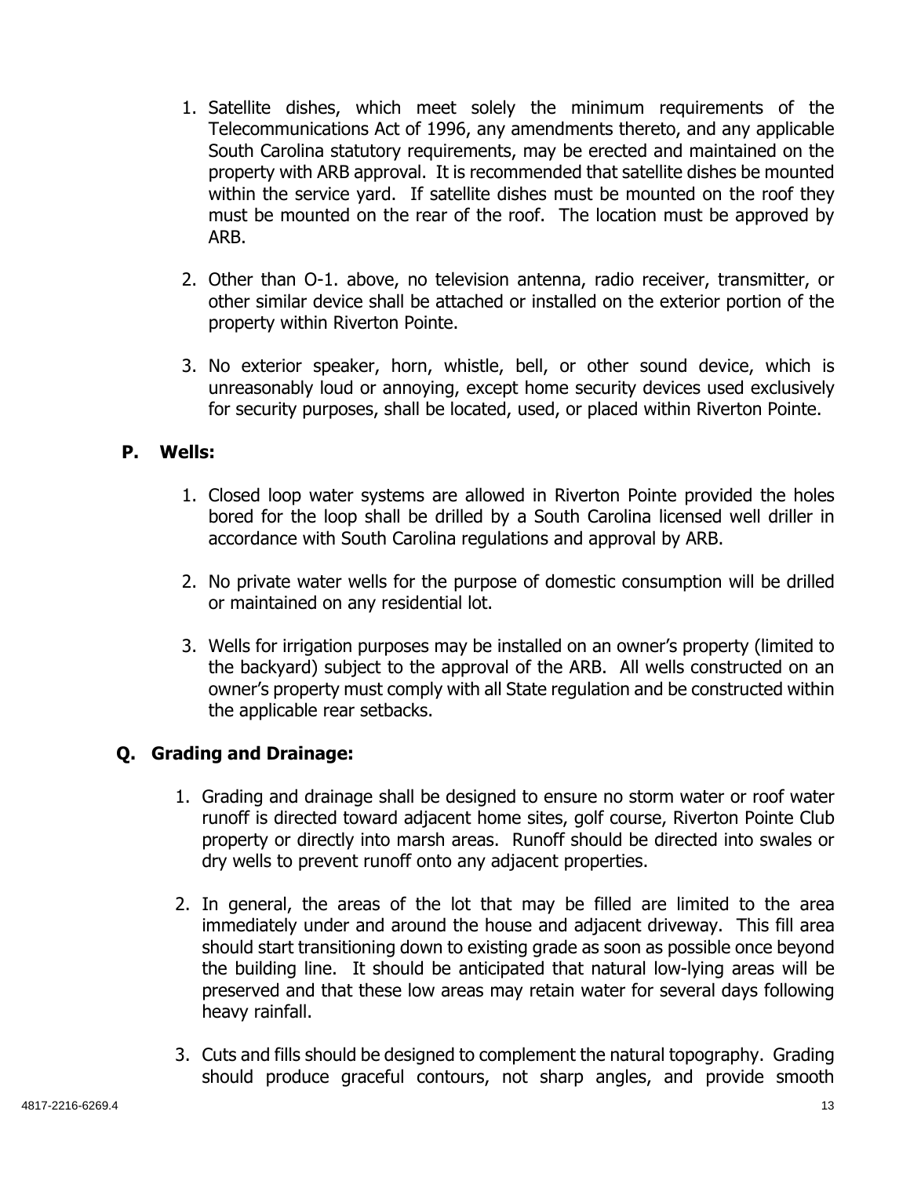1. Satellite dishes, which meet solely the minimum requirements of the Telecommunications Act of 1996, any amendments thereto, and any applicable South Carolina statutory requirements, may be erected and maintained on the property with ARB approval. It is recommended that satellite dishes be mounted within the service yard. If satellite dishes must be mounted on the roof they must be mounted on the rear of the roof. The location must be approved by ARB.

2. Other than O-1. above, no television antenna, radio receiver, transmitter, or other similar device shall be attached or installed on the exterior portion of the property within Riverton Pointe.

3. No exterior speaker, horn, whistle, bell, or other sound device, which is unreasonably loud or annoying, except home security devices used exclusively for security purposes, shall be located, used, or placed within Riverton Pointe.

**P. Wells:**

1. Closed loop water systems are allowed in Riverton Pointe provided the holes bored for the loop shall be drilled by a South Carolina licensed well driller in accordance with South Carolina regulations and approval by ARB.

2. No private water wells for the purpose of domestic consumption will be drilled or maintained on any residential lot.

3. Wells for irrigation purposes may be installed on an owner's property (limited to the backyard) subject to the approval of the ARB. All wells constructed on an owner's property must comply with all State regulation and be constructed within the applicable rear setbacks.

**Q. Grading and Drainage:**

1. Grading and drainage shall be designed to ensure no storm water or roof water runoff is directed toward adjacent home sites, golf course, Riverton Pointe Club property or directly into marsh areas. Runoff should be directed into swales or dry wells to prevent runoff onto any adjacent properties.

2. In general, the areas of the lot that may be filled are limited to the area immediately under and around the house and adjacent driveway. This fill area should start transitioning down to existing grade as soon as possible once beyond the building line. It should be anticipated that natural low-lying areas will be preserved and that these low areas may retain water for several days following heavy rainfall.

3. Cuts and fills should be designed to complement the natural topography. Grading should produce graceful contours, not sharp angles, and provide smooth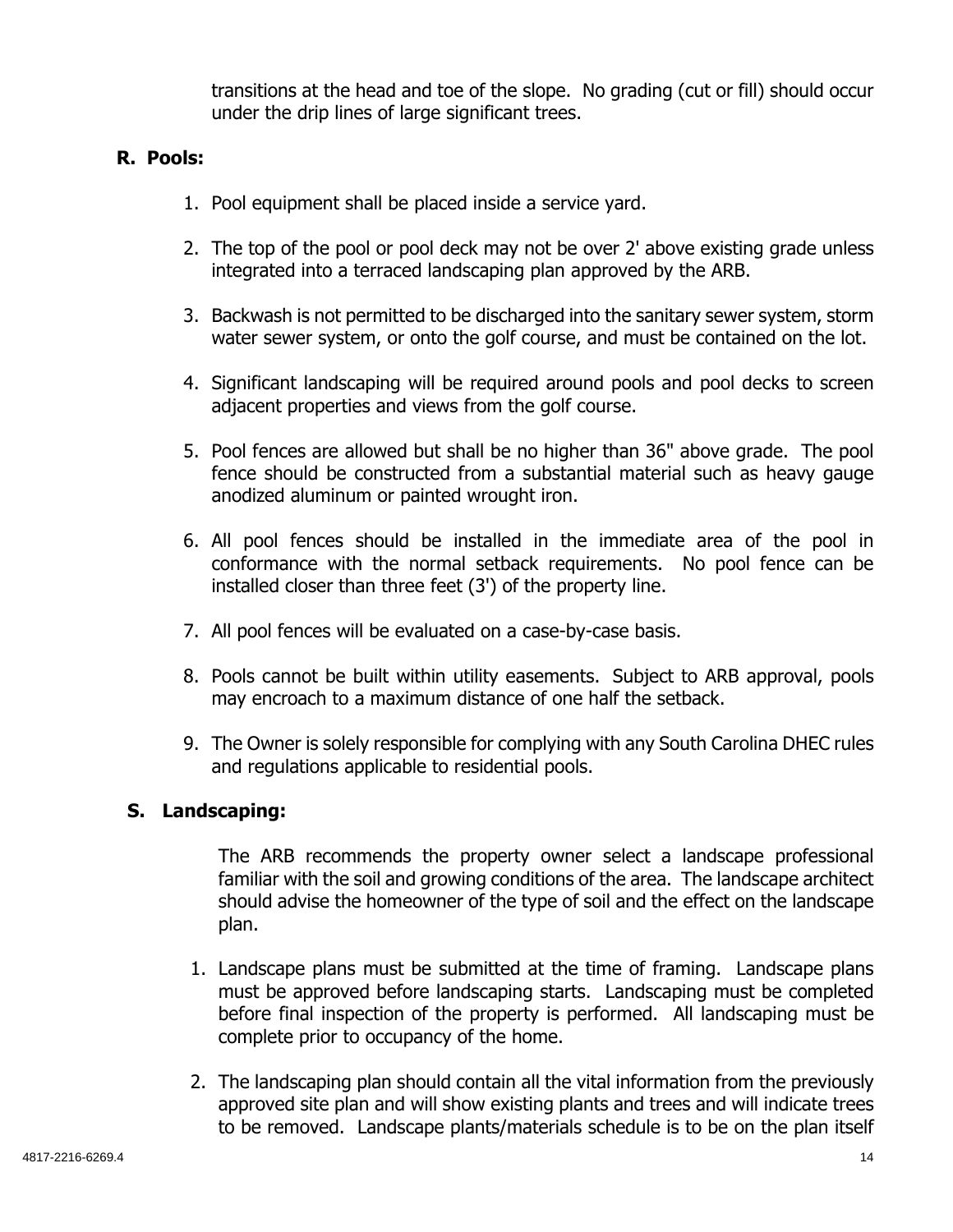transitions at the head and toe of the slope. No grading (cut or fill) should occur under the drip lines of large significant trees.

## R. Pools:

1. Pool equipment shall be placed inside a service yard.

2. The top of the pool or pool deck may not be over 2' above existing grade unless integrated into a terraced landscaping plan approved by the ARB.

3. Backwash is not permitted to be discharged into the sanitary sewer system, storm water sewer system, or onto the golf course, and must be contained on the lot.

4. Significant landscaping will be required around pools and pool decks to screen adjacent properties and views from the golf course.

5. Pool fences are allowed but shall be no higher than 36" above grade. The pool fence should be constructed from a substantial material such as heavy gauge anodized aluminum or painted wrought iron.

6. All pool fences should be installed in the immediate area of the pool in conformance with the normal setback requirements. No pool fence can be installed closer than three feet (3') of the property line.

7. All pool fences will be evaluated on a case-by-case basis.

8. Pools cannot be built within utility easements. Subject to ARB approval, pools may encroach to a maximum distance of one half the setback.

9. The Owner is solely responsible for complying with any South Carolina DHEC rules and regulations applicable to residential pools.

## S. Landscaping:

The ARB recommends the property owner select a landscape professional familiar with the soil and growing conditions of the area. The landscape architect should advise the homeowner of the type of soil and the effect on the landscape plan.

1. Landscape plans must be submitted at the time of framing. Landscape plans must be approved before landscaping starts. Landscaping must be completed before final inspection of the property is performed. All landscaping must be complete prior to occupancy of the home.

2. The landscaping plan should contain all the vital information from the previously approved site plan and will show existing plants and trees and will indicate trees to be removed. Landscape plants/materials schedule is to be on the plan itself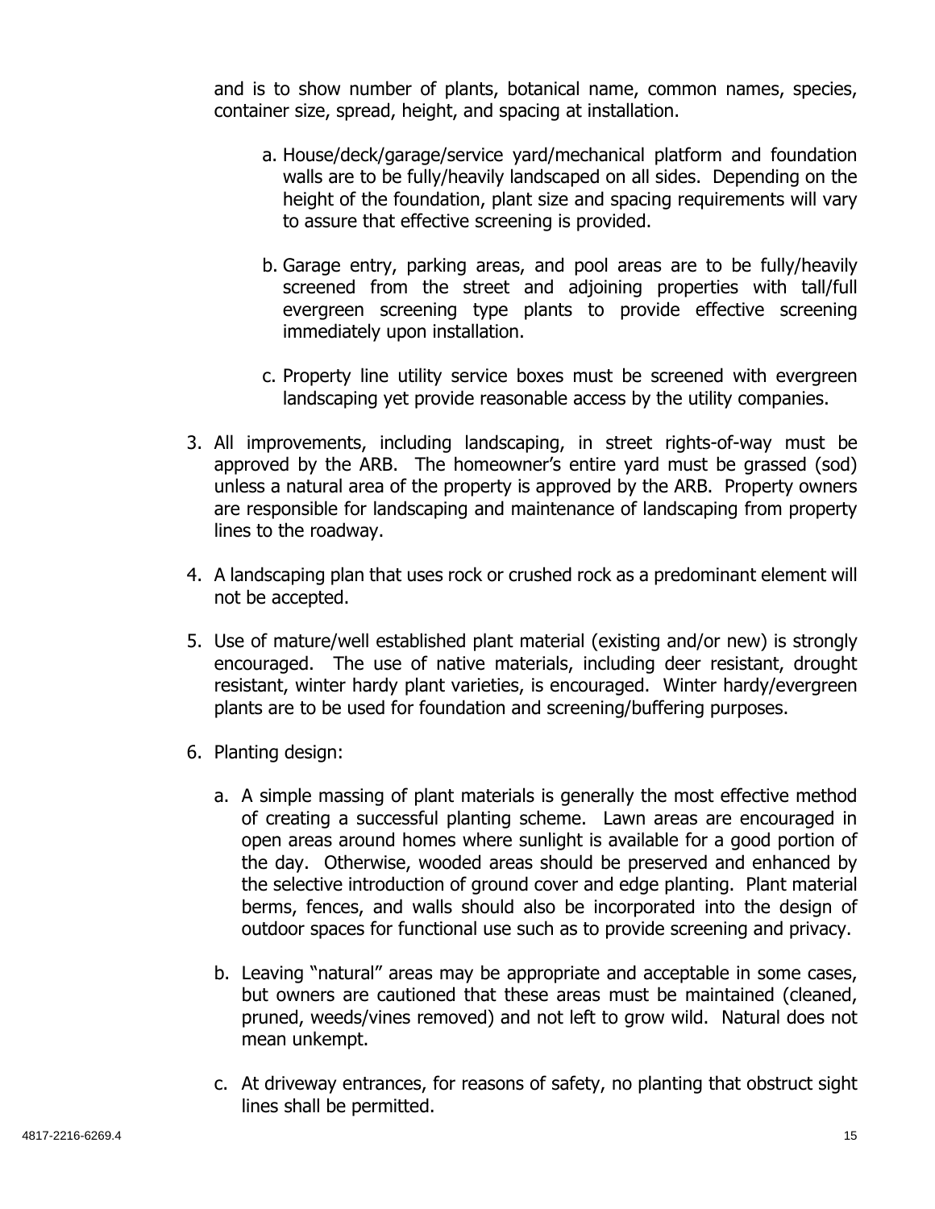and is to show number of plants, botanical name, common names, species, container size, spread, height, and spacing at installation.

   a. House/deck/garage/service yard/mechanical platform and foundation walls are to be fully/heavily landscaped on all sides. Depending on the height of the foundation, plant size and spacing requirements will vary to assure that effective screening is provided.

   b. Garage entry, parking areas, and pool areas are to be fully/heavily screened from the street and adjoining properties with tall/full evergreen screening type plants to provide effective screening immediately upon installation.

   c. Property line utility service boxes must be screened with evergreen landscaping yet provide reasonable access by the utility companies.

3. All improvements, including landscaping, in street rights-of-way must be approved by the ARB. The homeowner's entire yard must be grassed (sod) unless a natural area of the property is approved by the ARB. Property owners are responsible for landscaping and maintenance of landscaping from property lines to the roadway.

4. A landscaping plan that uses rock or crushed rock as a predominant element will not be accepted.

5. Use of mature/well established plant material (existing and/or new) is strongly encouraged. The use of native materials, including deer resistant, drought resistant, winter hardy plant varieties, is encouraged. Winter hardy/evergreen plants are to be used for foundation and screening/buffering purposes.

6. Planting design:

   a. A simple massing of plant materials is generally the most effective method of creating a successful planting scheme. Lawn areas are encouraged in open areas around homes where sunlight is available for a good portion of the day. Otherwise, wooded areas should be preserved and enhanced by the selective introduction of ground cover and edge planting. Plant material berms, fences, and walls should also be incorporated into the design of outdoor spaces for functional use such as to provide screening and privacy.

   b. Leaving "natural" areas may be appropriate and acceptable in some cases, but owners are cautioned that these areas must be maintained (cleaned, pruned, weeds/vines removed) and not left to grow wild. Natural does not mean unkempt.

   c. At driveway entrances, for reasons of safety, no planting that obstruct sight lines shall be permitted.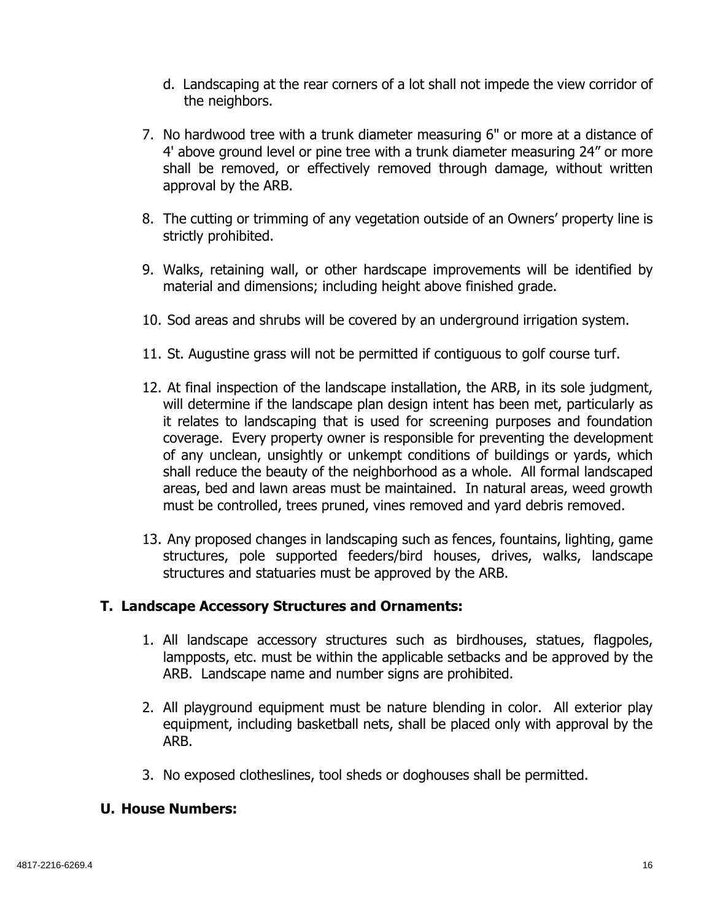d. Landscaping at the rear corners of a lot shall not impede the view corridor of the neighbors.

7. No hardwood tree with a trunk diameter measuring 6" or more at a distance of 4' above ground level or pine tree with a trunk diameter measuring 24" or more shall be removed, or effectively removed through damage, without written approval by the ARB.

8. The cutting or trimming of any vegetation outside of an Owners' property line is strictly prohibited.

9. Walks, retaining wall, or other hardscape improvements will be identified by material and dimensions; including height above finished grade.

10. Sod areas and shrubs will be covered by an underground irrigation system.

11. St. Augustine grass will not be permitted if contiguous to golf course turf.

12. At final inspection of the landscape installation, the ARB, in its sole judgment, will determine if the landscape plan design intent has been met, particularly as it relates to landscaping that is used for screening purposes and foundation coverage. Every property owner is responsible for preventing the development of any unclean, unsightly or unkempt conditions of buildings or yards, which shall reduce the beauty of the neighborhood as a whole. All formal landscaped areas, bed and lawn areas must be maintained. In natural areas, weed growth must be controlled, trees pruned, vines removed and yard debris removed.

13. Any proposed changes in landscaping such as fences, fountains, lighting, game structures, pole supported feeders/bird houses, drives, walks, landscape structures and statuaries must be approved by the ARB.

**T. Landscape Accessory Structures and Ornaments:**

1. All landscape accessory structures such as birdhouses, statues, flagpoles, lampposts, etc. must be within the applicable setbacks and be approved by the ARB. Landscape name and number signs are prohibited.

2. All playground equipment must be nature blending in color. All exterior play equipment, including basketball nets, shall be placed only with approval by the ARB.

3. No exposed clotheslines, tool sheds or doghouses shall be permitted.

**U. House Numbers:**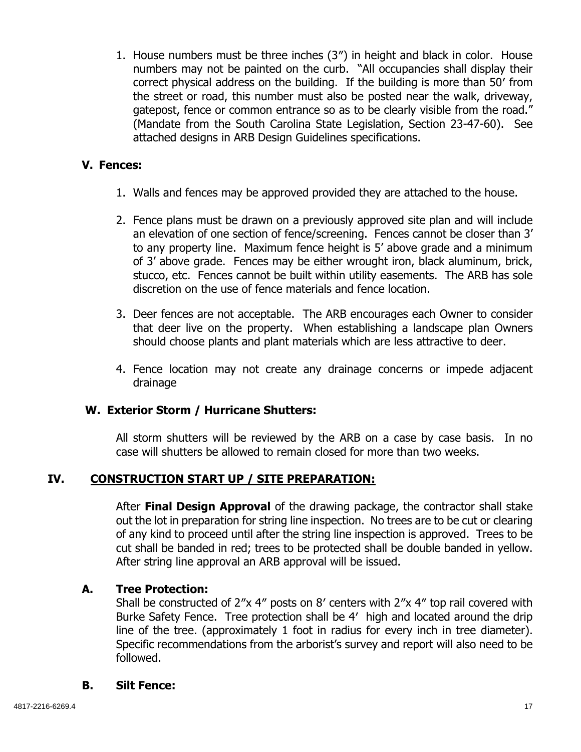1. House numbers must be three inches (3") in height and black in color. House numbers may not be painted on the curb. "All occupancies shall display their correct physical address on the building. If the building is more than 50' from the street or road, this number must also be posted near the walk, driveway, gatepost, fence or common entrance so as to be clearly visible from the road." (Mandate from the South Carolina State Legislation, Section 23-47-60). See attached designs in ARB Design Guidelines specifications.

### V. Fences:

1. Walls and fences may be approved provided they are attached to the house.

2. Fence plans must be drawn on a previously approved site plan and will include an elevation of one section of fence/screening. Fences cannot be closer than 3' to any property line. Maximum fence height is 5' above grade and a minimum of 3' above grade. Fences may be either wrought iron, black aluminum, brick, stucco, etc. Fences cannot be built within utility easements. The ARB has sole discretion on the use of fence materials and fence location.

3. Deer fences are not acceptable. The ARB encourages each Owner to consider that deer live on the property. When establishing a landscape plan Owners should choose plants and plant materials which are less attractive to deer.

4. Fence location may not create any drainage concerns or impede adjacent drainage

### W. Exterior Storm / Hurricane Shutters:

All storm shutters will be reviewed by the ARB on a case by case basis. In no case will shutters be allowed to remain closed for more than two weeks.

## IV. CONSTRUCTION START UP / SITE PREPARATION:

After **Final Design Approval** of the drawing package, the contractor shall stake out the lot in preparation for string line inspection. No trees are to be cut or clearing of any kind to proceed until after the string line inspection is approved. Trees to be cut shall be banded in red; trees to be protected shall be double banded in yellow. After string line approval an ARB approval will be issued.

### A. Tree Protection:

Shall be constructed of 2"x 4" posts on 8' centers with 2"x 4" top rail covered with Burke Safety Fence. Tree protection shall be 4' high and located around the drip line of the tree. (approximately 1 foot in radius for every inch in tree diameter). Specific recommendations from the arborist's survey and report will also need to be followed.

### B. Silt Fence: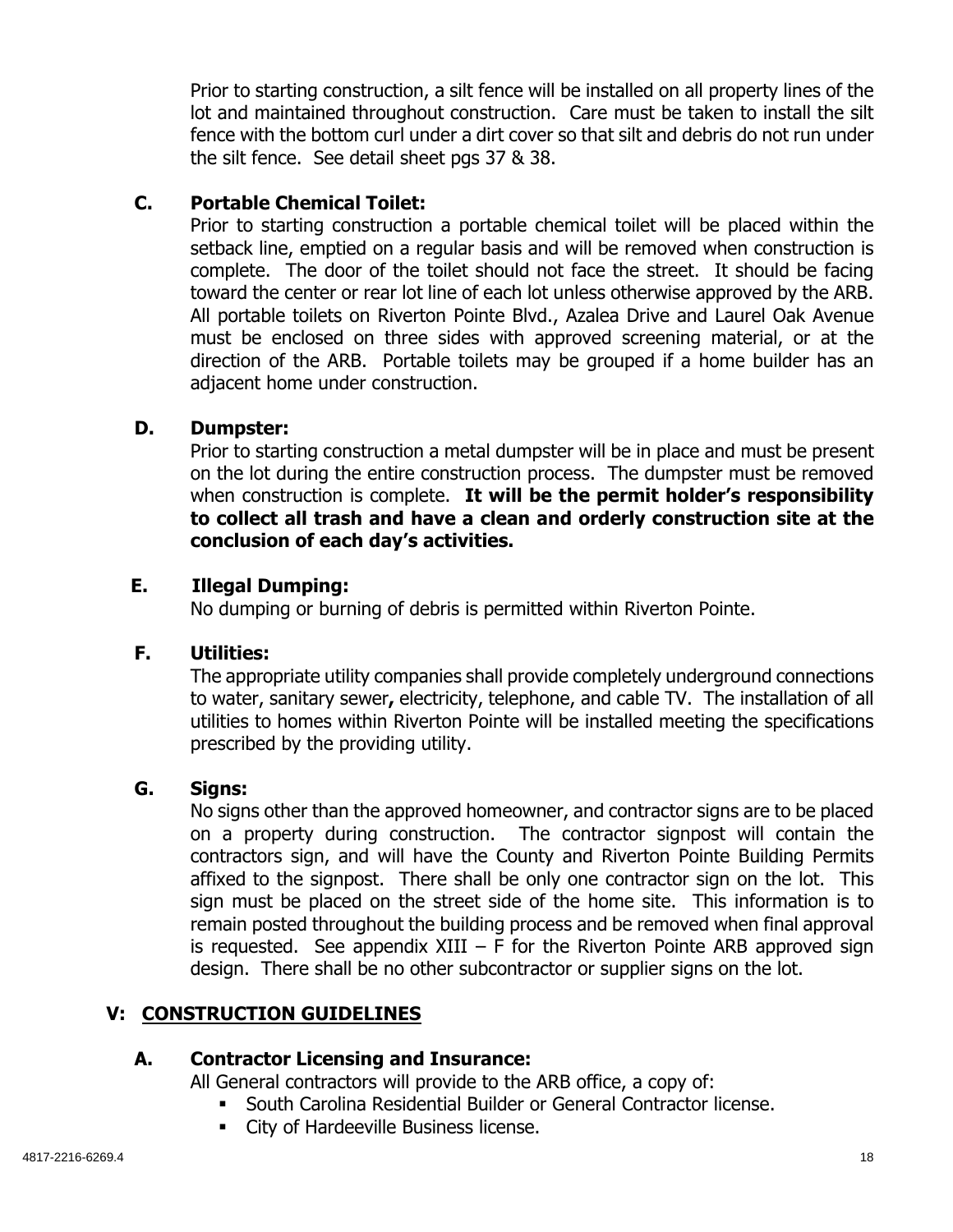Prior to starting construction, a silt fence will be installed on all property lines of the lot and maintained throughout construction. Care must be taken to install the silt fence with the bottom curl under a dirt cover so that silt and debris do not run under the silt fence. See detail sheet pgs 37 & 38.

### C. Portable Chemical Toilet:

Prior to starting construction a portable chemical toilet will be placed within the setback line, emptied on a regular basis and will be removed when construction is complete. The door of the toilet should not face the street. It should be facing toward the center or rear lot line of each lot unless otherwise approved by the ARB. All portable toilets on Riverton Pointe Blvd., Azalea Drive and Laurel Oak Avenue must be enclosed on three sides with approved screening material, or at the direction of the ARB. Portable toilets may be grouped if a home builder has an adjacent home under construction.

### D. Dumpster:

Prior to starting construction a metal dumpster will be in place and must be present on the lot during the entire construction process. The dumpster must be removed when construction is complete. **It will be the permit holder's responsibility to collect all trash and have a clean and orderly construction site at the conclusion of each day's activities.**

### E. Illegal Dumping:

No dumping or burning of debris is permitted within Riverton Pointe.

### F. Utilities:

The appropriate utility companies shall provide completely underground connections to water, sanitary sewer**,** electricity, telephone, and cable TV. The installation of all utilities to homes within Riverton Pointe will be installed meeting the specifications prescribed by the providing utility.

### G. Signs:

No signs other than the approved homeowner, and contractor signs are to be placed on a property during construction. The contractor signpost will contain the contractors sign, and will have the County and Riverton Pointe Building Permits affixed to the signpost. There shall be only one contractor sign on the lot. This sign must be placed on the street side of the home site. This information is to remain posted throughout the building process and be removed when final approval is requested. See appendix XIII – F for the Riverton Pointe ARB approved sign design. There shall be no other subcontractor or supplier signs on the lot.

## V: CONSTRUCTION GUIDELINES

### A. Contractor Licensing and Insurance:

All General contractors will provide to the ARB office, a copy of:

- South Carolina Residential Builder or General Contractor license.
- City of Hardeeville Business license.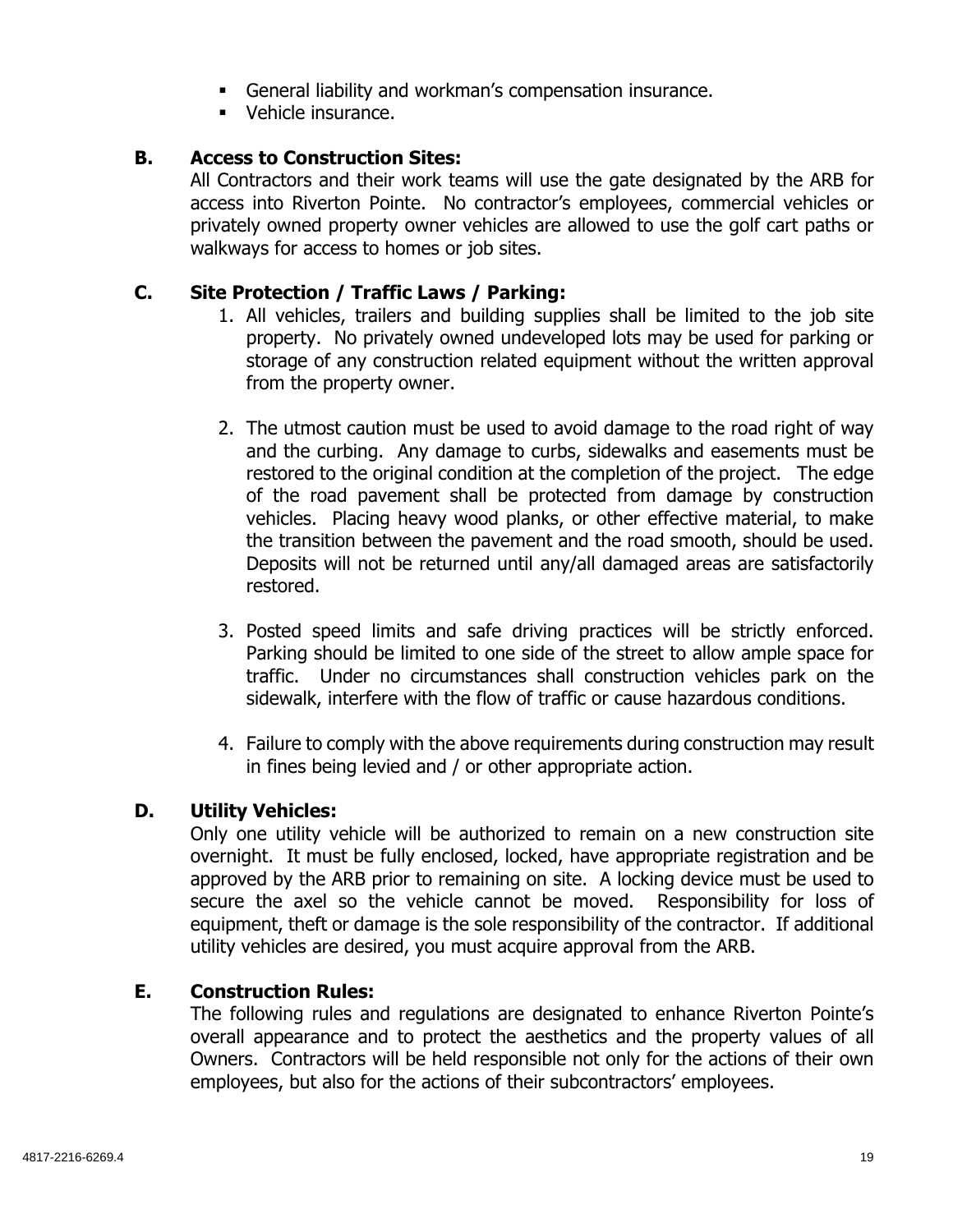- General liability and workman's compensation insurance.
- Vehicle insurance.

**B. Access to Construction Sites:**

All Contractors and their work teams will use the gate designated by the ARB for access into Riverton Pointe. No contractor's employees, commercial vehicles or privately owned property owner vehicles are allowed to use the golf cart paths or walkways for access to homes or job sites.

**C. Site Protection / Traffic Laws / Parking:**

1. All vehicles, trailers and building supplies shall be limited to the job site property. No privately owned undeveloped lots may be used for parking or storage of any construction related equipment without the written approval from the property owner.

2. The utmost caution must be used to avoid damage to the road right of way and the curbing. Any damage to curbs, sidewalks and easements must be restored to the original condition at the completion of the project. The edge of the road pavement shall be protected from damage by construction vehicles. Placing heavy wood planks, or other effective material, to make the transition between the pavement and the road smooth, should be used. Deposits will not be returned until any/all damaged areas are satisfactorily restored.

3. Posted speed limits and safe driving practices will be strictly enforced. Parking should be limited to one side of the street to allow ample space for traffic. Under no circumstances shall construction vehicles park on the sidewalk, interfere with the flow of traffic or cause hazardous conditions.

4. Failure to comply with the above requirements during construction may result in fines being levied and / or other appropriate action.

**D. Utility Vehicles:**

Only one utility vehicle will be authorized to remain on a new construction site overnight. It must be fully enclosed, locked, have appropriate registration and be approved by the ARB prior to remaining on site. A locking device must be used to secure the axel so the vehicle cannot be moved. Responsibility for loss of equipment, theft or damage is the sole responsibility of the contractor. If additional utility vehicles are desired, you must acquire approval from the ARB.

**E. Construction Rules:**

The following rules and regulations are designated to enhance Riverton Pointe's overall appearance and to protect the aesthetics and the property values of all Owners. Contractors will be held responsible not only for the actions of their own employees, but also for the actions of their subcontractors' employees.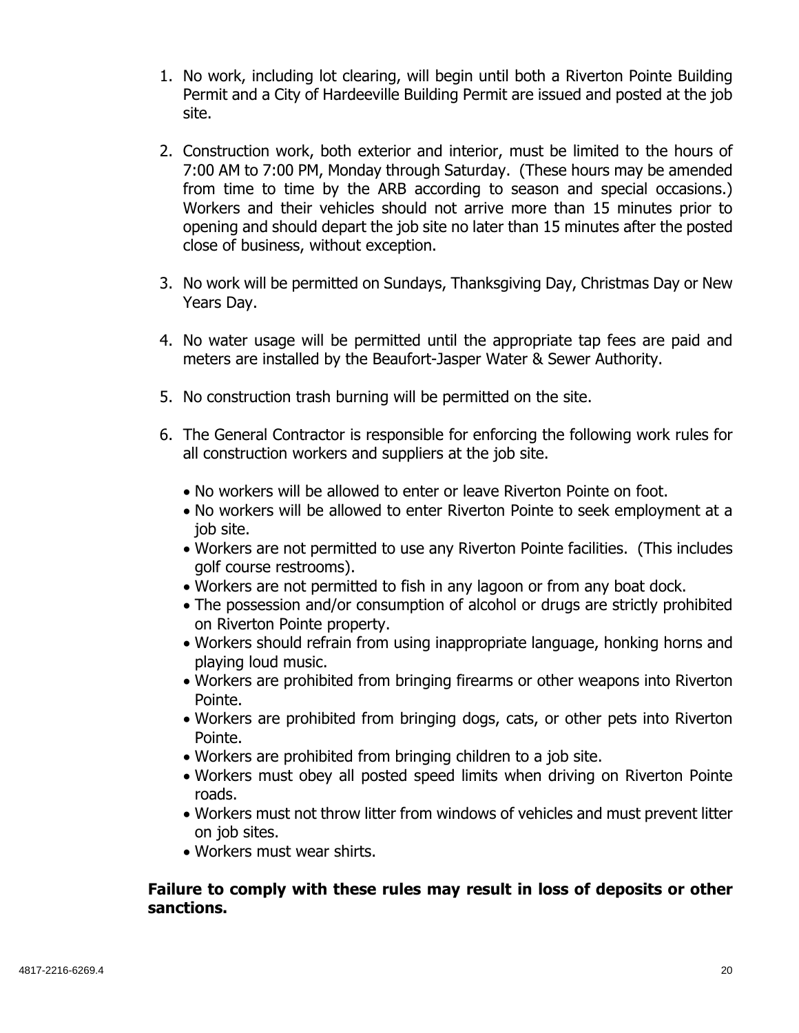1. No work, including lot clearing, will begin until both a Riverton Pointe Building Permit and a City of Hardeeville Building Permit are issued and posted at the job site.

2. Construction work, both exterior and interior, must be limited to the hours of 7:00 AM to 7:00 PM, Monday through Saturday. (These hours may be amended from time to time by the ARB according to season and special occasions.) Workers and their vehicles should not arrive more than 15 minutes prior to opening and should depart the job site no later than 15 minutes after the posted close of business, without exception.

3. No work will be permitted on Sundays, Thanksgiving Day, Christmas Day or New Years Day.

4. No water usage will be permitted until the appropriate tap fees are paid and meters are installed by the Beaufort-Jasper Water & Sewer Authority.

5. No construction trash burning will be permitted on the site.

6. The General Contractor is responsible for enforcing the following work rules for all construction workers and suppliers at the job site.

   - No workers will be allowed to enter or leave Riverton Pointe on foot.
   - No workers will be allowed to enter Riverton Pointe to seek employment at a job site.
   - Workers are not permitted to use any Riverton Pointe facilities. (This includes golf course restrooms).
   - Workers are not permitted to fish in any lagoon or from any boat dock.
   - The possession and/or consumption of alcohol or drugs are strictly prohibited on Riverton Pointe property.
   - Workers should refrain from using inappropriate language, honking horns and playing loud music.
   - Workers are prohibited from bringing firearms or other weapons into Riverton Pointe.
   - Workers are prohibited from bringing dogs, cats, or other pets into Riverton Pointe.
   - Workers are prohibited from bringing children to a job site.
   - Workers must obey all posted speed limits when driving on Riverton Pointe roads.
   - Workers must not throw litter from windows of vehicles and must prevent litter on job sites.
   - Workers must wear shirts.

**Failure to comply with these rules may result in loss of deposits or other sanctions.**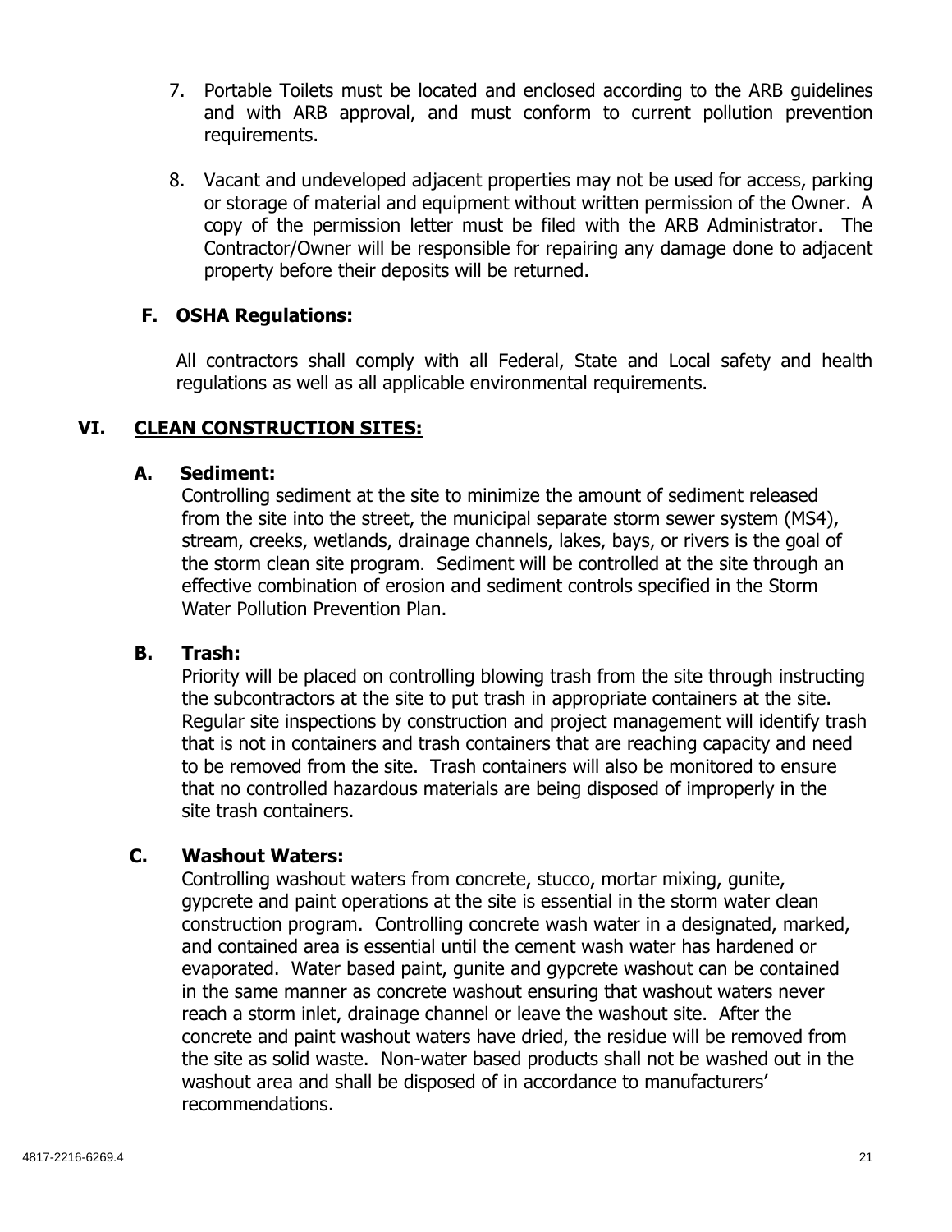7. Portable Toilets must be located and enclosed according to the ARB guidelines and with ARB approval, and must conform to current pollution prevention requirements.

8. Vacant and undeveloped adjacent properties may not be used for access, parking or storage of material and equipment without written permission of the Owner. A copy of the permission letter must be filed with the ARB Administrator. The Contractor/Owner will be responsible for repairing any damage done to adjacent property before their deposits will be returned.

### F. OSHA Regulations:

All contractors shall comply with all Federal, State and Local safety and health regulations as well as all applicable environmental requirements.

## VI. CLEAN CONSTRUCTION SITES:

### A. Sediment:

Controlling sediment at the site to minimize the amount of sediment released from the site into the street, the municipal separate storm sewer system (MS4), stream, creeks, wetlands, drainage channels, lakes, bays, or rivers is the goal of the storm clean site program. Sediment will be controlled at the site through an effective combination of erosion and sediment controls specified in the Storm Water Pollution Prevention Plan.

### B. Trash:

Priority will be placed on controlling blowing trash from the site through instructing the subcontractors at the site to put trash in appropriate containers at the site. Regular site inspections by construction and project management will identify trash that is not in containers and trash containers that are reaching capacity and need to be removed from the site. Trash containers will also be monitored to ensure that no controlled hazardous materials are being disposed of improperly in the site trash containers.

### C. Washout Waters:

Controlling washout waters from concrete, stucco, mortar mixing, gunite, gypcrete and paint operations at the site is essential in the storm water clean construction program. Controlling concrete wash water in a designated, marked, and contained area is essential until the cement wash water has hardened or evaporated. Water based paint, gunite and gypcrete washout can be contained in the same manner as concrete washout ensuring that washout waters never reach a storm inlet, drainage channel or leave the washout site. After the concrete and paint washout waters have dried, the residue will be removed from the site as solid waste. Non-water based products shall not be washed out in the washout area and shall be disposed of in accordance to manufacturers' recommendations.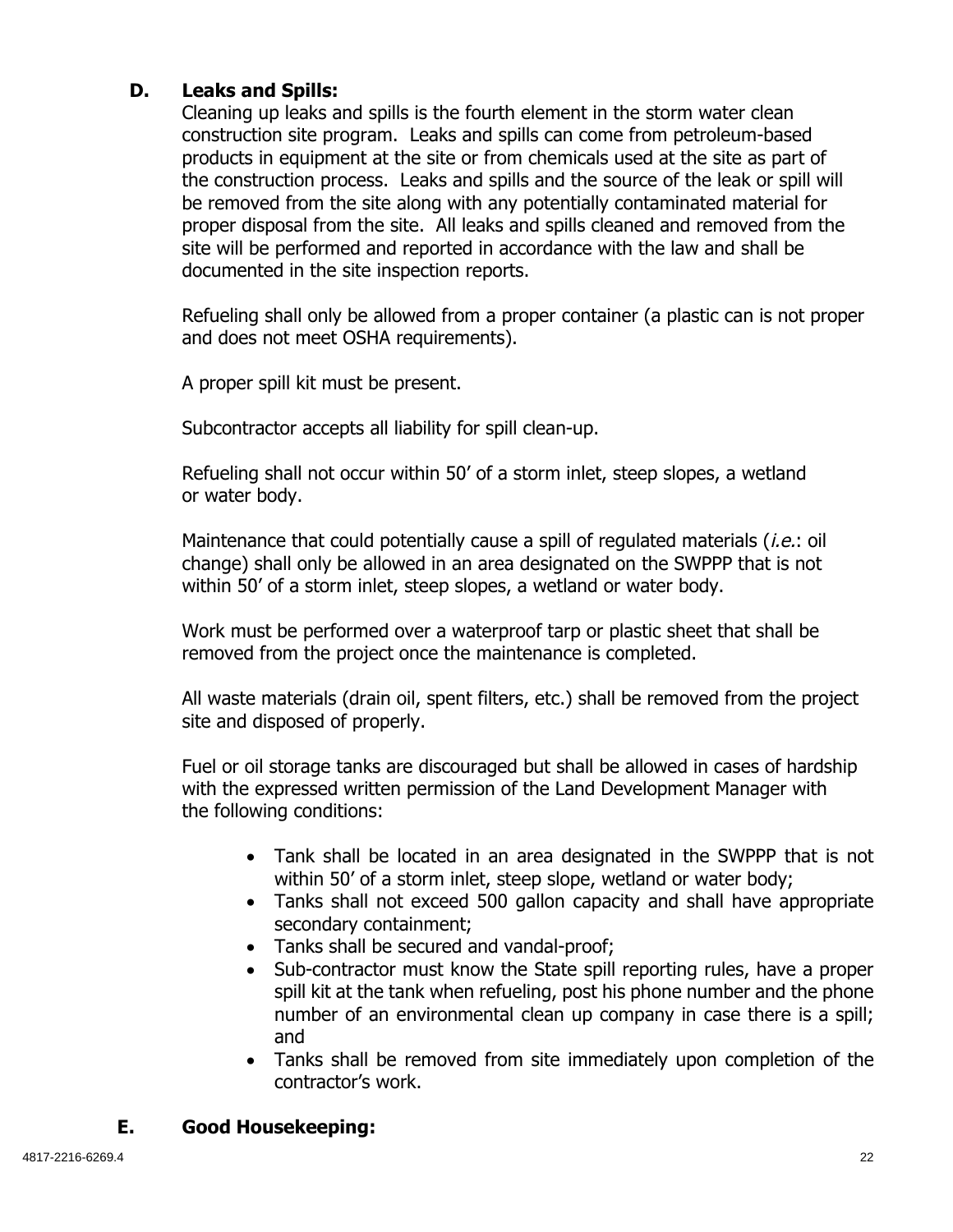### D. Leaks and Spills:

Cleaning up leaks and spills is the fourth element in the storm water clean construction site program. Leaks and spills can come from petroleum-based products in equipment at the site or from chemicals used at the site as part of the construction process. Leaks and spills and the source of the leak or spill will be removed from the site along with any potentially contaminated material for proper disposal from the site. All leaks and spills cleaned and removed from the site will be performed and reported in accordance with the law and shall be documented in the site inspection reports.

Refueling shall only be allowed from a proper container (a plastic can is not proper and does not meet OSHA requirements).

A proper spill kit must be present.

Subcontractor accepts all liability for spill clean-up.

Refueling shall not occur within 50' of a storm inlet, steep slopes, a wetland or water body.

Maintenance that could potentially cause a spill of regulated materials (*i.e.*: oil change) shall only be allowed in an area designated on the SWPPP that is not within 50' of a storm inlet, steep slopes, a wetland or water body.

Work must be performed over a waterproof tarp or plastic sheet that shall be removed from the project once the maintenance is completed.

All waste materials (drain oil, spent filters, etc.) shall be removed from the project site and disposed of properly.

Fuel or oil storage tanks are discouraged but shall be allowed in cases of hardship with the expressed written permission of the Land Development Manager with the following conditions:

- Tank shall be located in an area designated in the SWPPP that is not within 50' of a storm inlet, steep slope, wetland or water body;
- Tanks shall not exceed 500 gallon capacity and shall have appropriate secondary containment;
- Tanks shall be secured and vandal-proof;
- Sub-contractor must know the State spill reporting rules, have a proper spill kit at the tank when refueling, post his phone number and the phone number of an environmental clean up company in case there is a spill; and
- Tanks shall be removed from site immediately upon completion of the contractor's work.

### E. Good Housekeeping: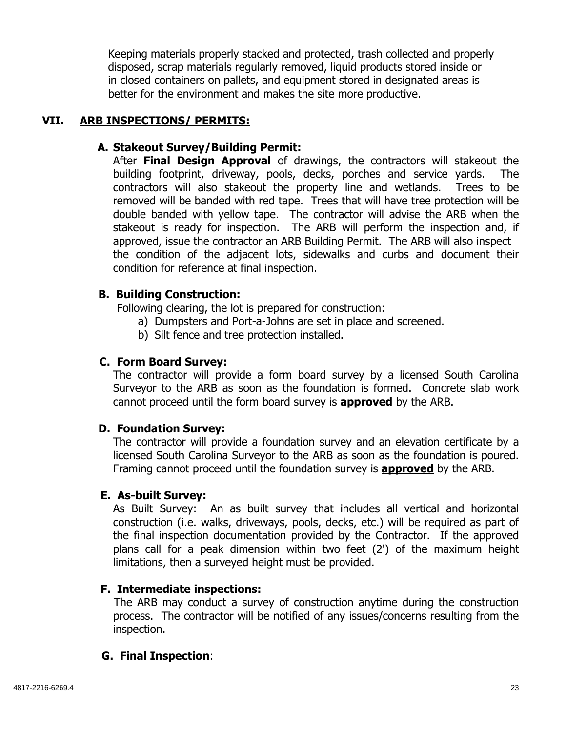Keeping materials properly stacked and protected, trash collected and properly disposed, scrap materials regularly removed, liquid products stored inside or in closed containers on pallets, and equipment stored in designated areas is better for the environment and makes the site more productive.

## VII. ARB INSPECTIONS/ PERMITS:

### A. Stakeout Survey/Building Permit:

After **Final Design Approval** of drawings, the contractors will stakeout the building footprint, driveway, pools, decks, porches and service yards. The contractors will also stakeout the property line and wetlands. Trees to be removed will be banded with red tape. Trees that will have tree protection will be double banded with yellow tape. The contractor will advise the ARB when the stakeout is ready for inspection. The ARB will perform the inspection and, if approved, issue the contractor an ARB Building Permit. The ARB will also inspect the condition of the adjacent lots, sidewalks and curbs and document their condition for reference at final inspection.

### B. Building Construction:

Following clearing, the lot is prepared for construction:

a) Dumpsters and Port-a-Johns are set in place and screened.
b) Silt fence and tree protection installed.

### C. Form Board Survey:

The contractor will provide a form board survey by a licensed South Carolina Surveyor to the ARB as soon as the foundation is formed. Concrete slab work cannot proceed until the form board survey is **approved** by the ARB.

### D. Foundation Survey:

The contractor will provide a foundation survey and an elevation certificate by a licensed South Carolina Surveyor to the ARB as soon as the foundation is poured. Framing cannot proceed until the foundation survey is **approved** by the ARB.

### E. As-built Survey:

As Built Survey: An as built survey that includes all vertical and horizontal construction (i.e. walks, driveways, pools, decks, etc.) will be required as part of the final inspection documentation provided by the Contractor. If the approved plans call for a peak dimension within two feet (2') of the maximum height limitations, then a surveyed height must be provided.

### F. Intermediate inspections:

The ARB may conduct a survey of construction anytime during the construction process. The contractor will be notified of any issues/concerns resulting from the inspection.

### G. Final Inspection: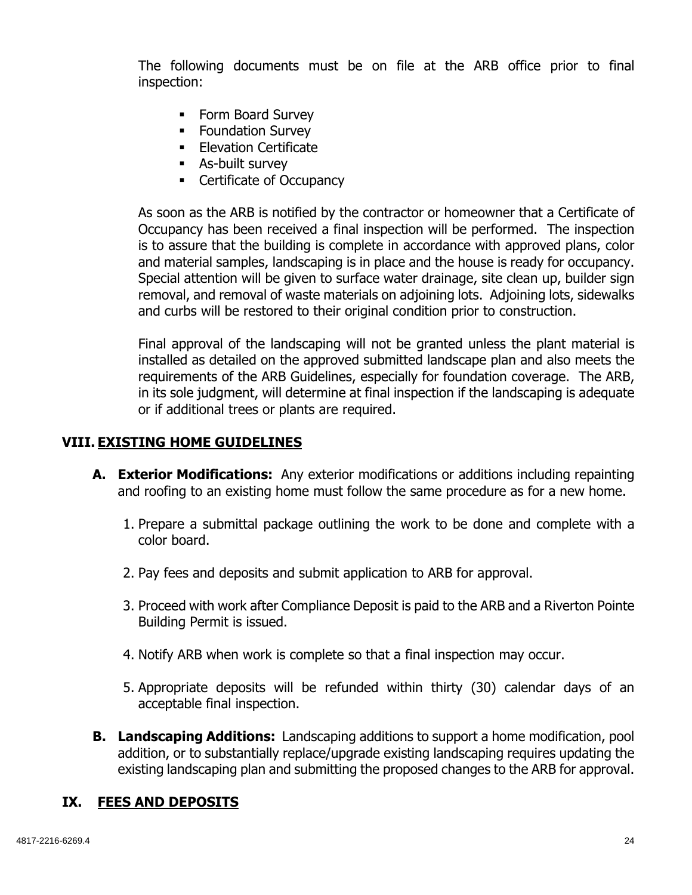The following documents must be on file at the ARB office prior to final inspection:

- Form Board Survey
- Foundation Survey
- Elevation Certificate
- As-built survey
- Certificate of Occupancy

As soon as the ARB is notified by the contractor or homeowner that a Certificate of Occupancy has been received a final inspection will be performed. The inspection is to assure that the building is complete in accordance with approved plans, color and material samples, landscaping is in place and the house is ready for occupancy. Special attention will be given to surface water drainage, site clean up, builder sign removal, and removal of waste materials on adjoining lots. Adjoining lots, sidewalks and curbs will be restored to their original condition prior to construction.

Final approval of the landscaping will not be granted unless the plant material is installed as detailed on the approved submitted landscape plan and also meets the requirements of the ARB Guidelines, especially for foundation coverage. The ARB, in its sole judgment, will determine at final inspection if the landscaping is adequate or if additional trees or plants are required.

## VIII. EXISTING HOME GUIDELINES

**A. Exterior Modifications:** Any exterior modifications or additions including repainting and roofing to an existing home must follow the same procedure as for a new home.

1. Prepare a submittal package outlining the work to be done and complete with a color board.

2. Pay fees and deposits and submit application to ARB for approval.

3. Proceed with work after Compliance Deposit is paid to the ARB and a Riverton Pointe Building Permit is issued.

4. Notify ARB when work is complete so that a final inspection may occur.

5. Appropriate deposits will be refunded within thirty (30) calendar days of an acceptable final inspection.

**B. Landscaping Additions:** Landscaping additions to support a home modification, pool addition, or to substantially replace/upgrade existing landscaping requires updating the existing landscaping plan and submitting the proposed changes to the ARB for approval.

## IX. FEES AND DEPOSITS

4817-2216-6269.4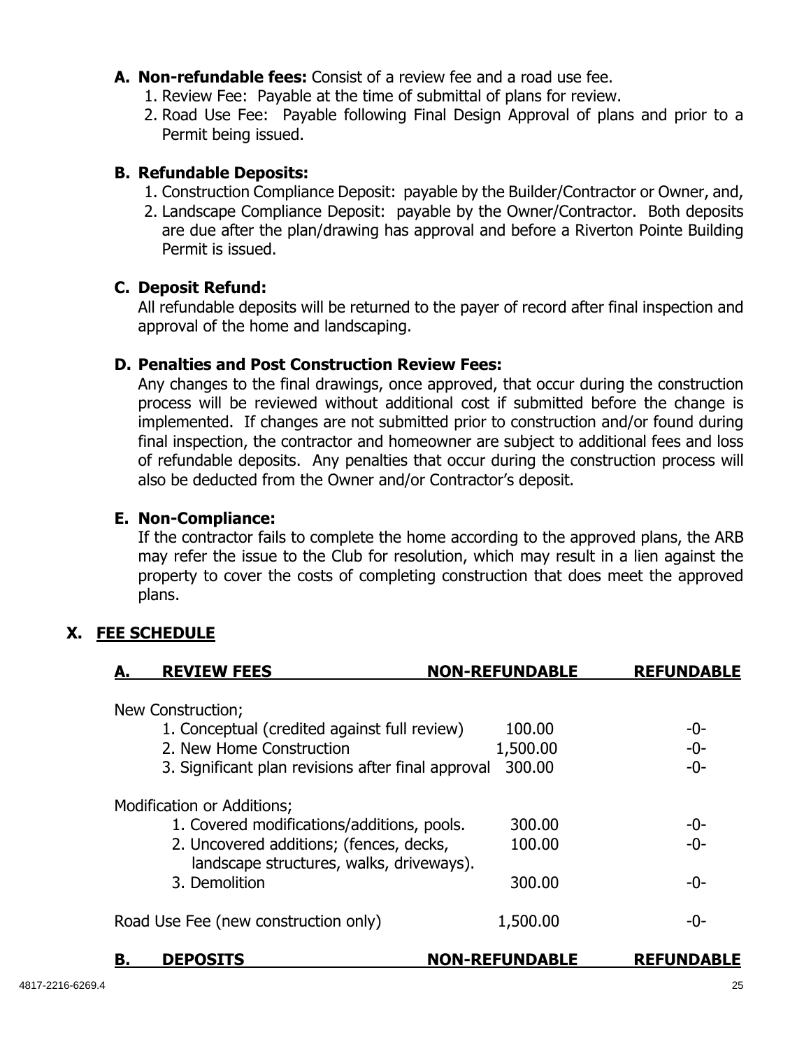**A. Non-refundable fees:** Consist of a review fee and a road use fee.

1. Review Fee: Payable at the time of submittal of plans for review.
2. Road Use Fee: Payable following Final Design Approval of plans and prior to a Permit being issued.

**B. Refundable Deposits:**

1. Construction Compliance Deposit: payable by the Builder/Contractor or Owner, and,
2. Landscape Compliance Deposit: payable by the Owner/Contractor. Both deposits are due after the plan/drawing has approval and before a Riverton Pointe Building Permit is issued.

**C. Deposit Refund:**

All refundable deposits will be returned to the payer of record after final inspection and approval of the home and landscaping.

**D. Penalties and Post Construction Review Fees:**

Any changes to the final drawings, once approved, that occur during the construction process will be reviewed without additional cost if submitted before the change is implemented. If changes are not submitted prior to construction and/or found during final inspection, the contractor and homeowner are subject to additional fees and loss of refundable deposits. Any penalties that occur during the construction process will also be deducted from the Owner and/or Contractor's deposit.

**E. Non-Compliance:**

If the contractor fails to complete the home according to the approved plans, the ARB may refer the issue to the Club for resolution, which may result in a lien against the property to cover the costs of completing construction that does meet the approved plans.

## X. FEE SCHEDULE

| A. REVIEW FEES | NON-REFUNDABLE | REFUNDABLE |
|---|---|---|
| New Construction; | | |
| 1. Conceptual (credited against full review) | 100.00 | -0- |
| 2. New Home Construction | 1,500.00 | -0- |
| 3. Significant plan revisions after final approval | 300.00 | -0- |
| Modification or Additions; | | |
| 1. Covered modifications/additions, pools. | 300.00 | -0- |
| 2. Uncovered additions; (fences, decks, landscape structures, walks, driveways). | 100.00 | -0- |
| 3. Demolition | 300.00 | -0- |
| Road Use Fee (new construction only) | 1,500.00 | -0- |

| B. DEPOSITS | NON-REFUNDABLE | REFUNDABLE |
|---|---|---|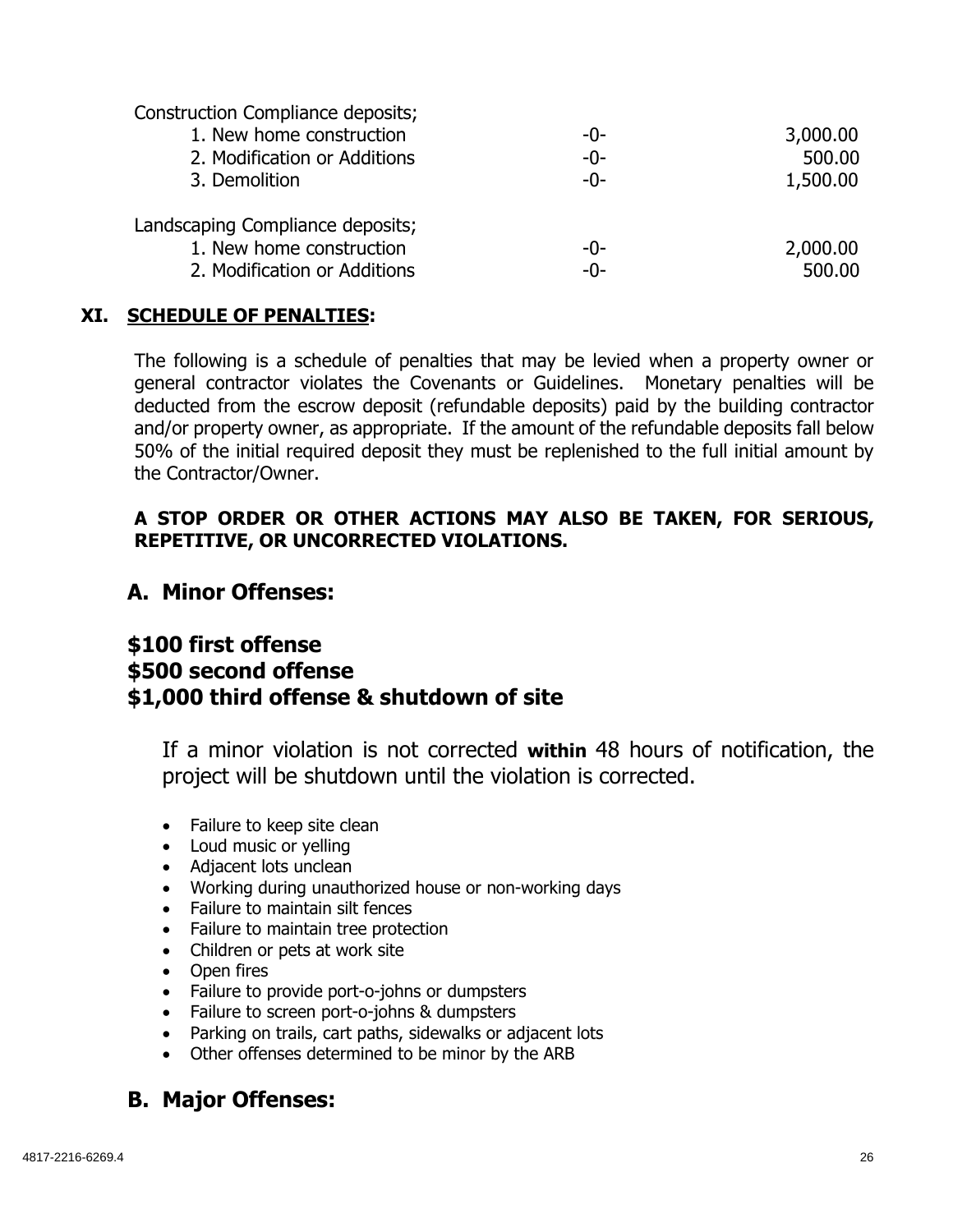| | | |
|---|---|---|
| Construction Compliance deposits; | | |
| 1. New home construction | -0- | 3,000.00 |
| 2. Modification or Additions | -0- | 500.00 |
| 3. Demolition | -0- | 1,500.00 |
| Landscaping Compliance deposits; | | |
| 1. New home construction | -0- | 2,000.00 |
| 2. Modification or Additions | -0- | 500.00 |

## XI. SCHEDULE OF PENALTIES:

The following is a schedule of penalties that may be levied when a property owner or general contractor violates the Covenants or Guidelines. Monetary penalties will be deducted from the escrow deposit (refundable deposits) paid by the building contractor and/or property owner, as appropriate. If the amount of the refundable deposits fall below 50% of the initial required deposit they must be replenished to the full initial amount by the Contractor/Owner.

**A STOP ORDER OR OTHER ACTIONS MAY ALSO BE TAKEN, FOR SERIOUS, REPETITIVE, OR UNCORRECTED VIOLATIONS.**

### A. Minor Offenses:

**\$100 first offense**
**\$500 second offense**
**\$1,000 third offense & shutdown of site**

If a minor violation is not corrected **within** 48 hours of notification, the project will be shutdown until the violation is corrected.

- Failure to keep site clean
- Loud music or yelling
- Adjacent lots unclean
- Working during unauthorized house or non-working days
- Failure to maintain silt fences
- Failure to maintain tree protection
- Children or pets at work site
- Open fires
- Failure to provide port-o-johns or dumpsters
- Failure to screen port-o-johns & dumpsters
- Parking on trails, cart paths, sidewalks or adjacent lots
- Other offenses determined to be minor by the ARB

### B. Major Offenses: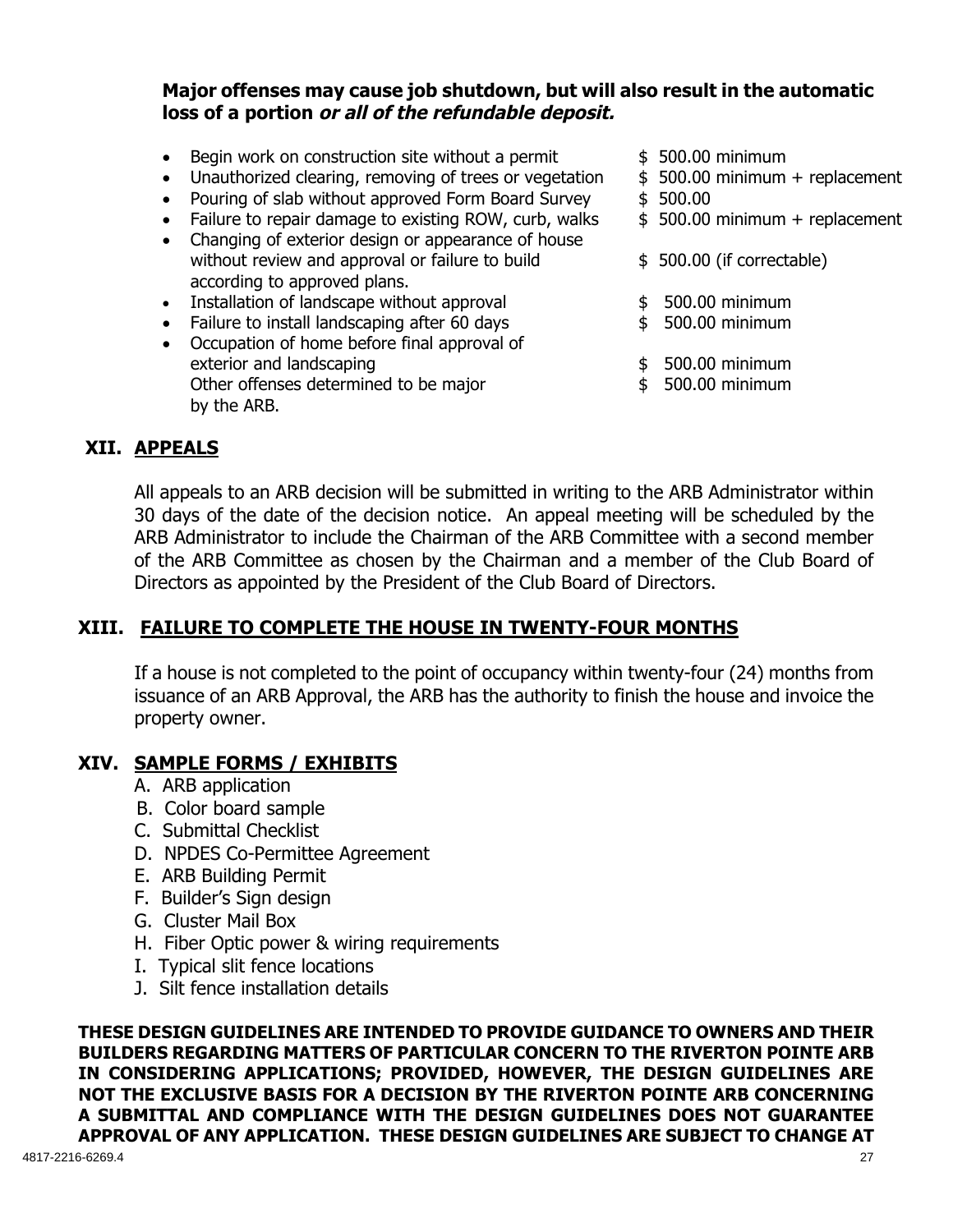**Major offenses may cause job shutdown, but will also result in the automatic loss of a portion *or all of the refundable deposit.***

| Offense | Amount |
|---|---|
| Begin work on construction site without a permit | $ 500.00 minimum |
| Unauthorized clearing, removing of trees or vegetation | $ 500.00 minimum + replacement |
| Pouring of slab without approved Form Board Survey | $ 500.00 |
| Failure to repair damage to existing ROW, curb, walks | $ 500.00 minimum + replacement |
| Changing of exterior design or appearance of house without review and approval or failure to build according to approved plans. | $ 500.00 (if correctable) |
| Installation of landscape without approval | $ 500.00 minimum |
| Failure to install landscaping after 60 days | $ 500.00 minimum |
| Occupation of home before final approval of exterior and landscaping | $ 500.00 minimum |
| Other offenses determined to be major by the ARB. | $ 500.00 minimum |

## XII. APPEALS

All appeals to an ARB decision will be submitted in writing to the ARB Administrator within 30 days of the date of the decision notice. An appeal meeting will be scheduled by the ARB Administrator to include the Chairman of the ARB Committee with a second member of the ARB Committee as chosen by the Chairman and a member of the Club Board of Directors as appointed by the President of the Club Board of Directors.

## XIII. FAILURE TO COMPLETE THE HOUSE IN TWENTY-FOUR MONTHS

If a house is not completed to the point of occupancy within twenty-four (24) months from issuance of an ARB Approval, the ARB has the authority to finish the house and invoice the property owner.

## XIV. SAMPLE FORMS / EXHIBITS

A. ARB application
B. Color board sample
C. Submittal Checklist
D. NPDES Co-Permittee Agreement
E. ARB Building Permit
F. Builder's Sign design
G. Cluster Mail Box
H. Fiber Optic power & wiring requirements
I. Typical slit fence locations
J. Silt fence installation details

**THESE DESIGN GUIDELINES ARE INTENDED TO PROVIDE GUIDANCE TO OWNERS AND THEIR BUILDERS REGARDING MATTERS OF PARTICULAR CONCERN TO THE RIVERTON POINTE ARB IN CONSIDERING APPLICATIONS; PROVIDED, HOWEVER, THE DESIGN GUIDELINES ARE NOT THE EXCLUSIVE BASIS FOR A DECISION BY THE RIVERTON POINTE ARB CONCERNING A SUBMITTAL AND COMPLIANCE WITH THE DESIGN GUIDELINES DOES NOT GUARANTEE APPROVAL OF ANY APPLICATION. THESE DESIGN GUIDELINES ARE SUBJECT TO CHANGE AT**

4817-2216-6269.4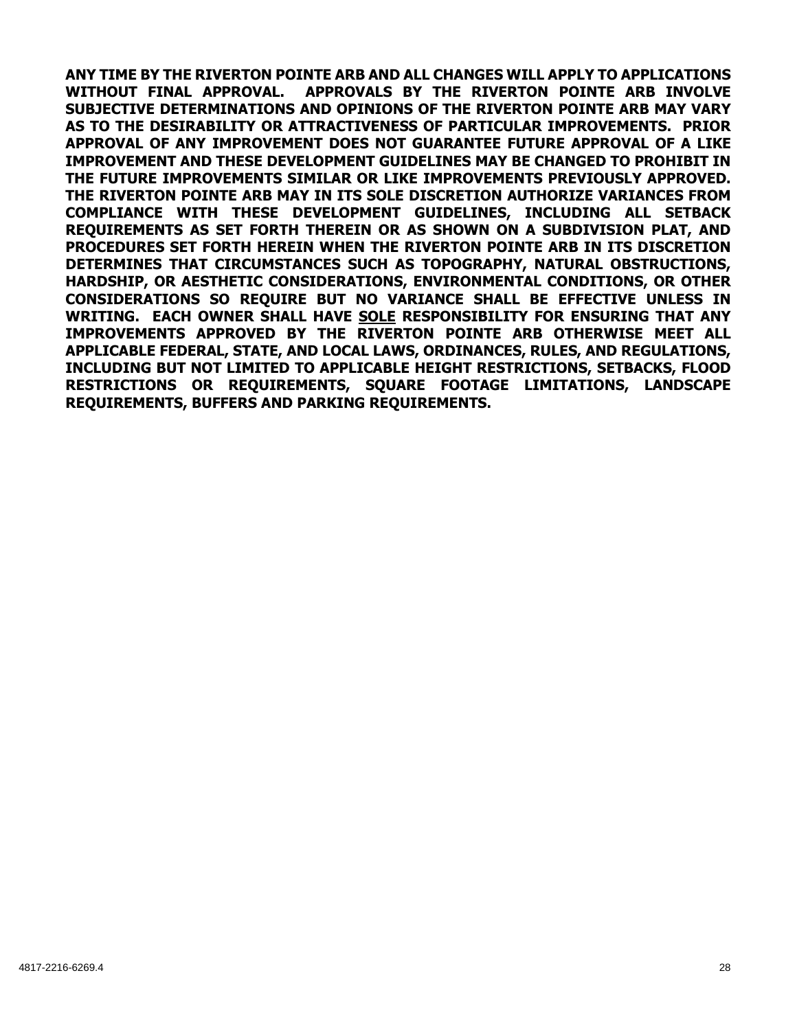**ANY TIME BY THE RIVERTON POINTE ARB AND ALL CHANGES WILL APPLY TO APPLICATIONS WITHOUT FINAL APPROVAL. APPROVALS BY THE RIVERTON POINTE ARB INVOLVE SUBJECTIVE DETERMINATIONS AND OPINIONS OF THE RIVERTON POINTE ARB MAY VARY AS TO THE DESIRABILITY OR ATTRACTIVENESS OF PARTICULAR IMPROVEMENTS. PRIOR APPROVAL OF ANY IMPROVEMENT DOES NOT GUARANTEE FUTURE APPROVAL OF A LIKE IMPROVEMENT AND THESE DEVELOPMENT GUIDELINES MAY BE CHANGED TO PROHIBIT IN THE FUTURE IMPROVEMENTS SIMILAR OR LIKE IMPROVEMENTS PREVIOUSLY APPROVED. THE RIVERTON POINTE ARB MAY IN ITS SOLE DISCRETION AUTHORIZE VARIANCES FROM COMPLIANCE WITH THESE DEVELOPMENT GUIDELINES, INCLUDING ALL SETBACK REQUIREMENTS AS SET FORTH THEREIN OR AS SHOWN ON A SUBDIVISION PLAT, AND PROCEDURES SET FORTH HEREIN WHEN THE RIVERTON POINTE ARB IN ITS DISCRETION DETERMINES THAT CIRCUMSTANCES SUCH AS TOPOGRAPHY, NATURAL OBSTRUCTIONS, HARDSHIP, OR AESTHETIC CONSIDERATIONS, ENVIRONMENTAL CONDITIONS, OR OTHER CONSIDERATIONS SO REQUIRE BUT NO VARIANCE SHALL BE EFFECTIVE UNLESS IN WRITING. EACH OWNER SHALL HAVE <u>SOLE</u> RESPONSIBILITY FOR ENSURING THAT ANY IMPROVEMENTS APPROVED BY THE RIVERTON POINTE ARB OTHERWISE MEET ALL APPLICABLE FEDERAL, STATE, AND LOCAL LAWS, ORDINANCES, RULES, AND REGULATIONS, INCLUDING BUT NOT LIMITED TO APPLICABLE HEIGHT RESTRICTIONS, SETBACKS, FLOOD RESTRICTIONS OR REQUIREMENTS, SQUARE FOOTAGE LIMITATIONS, LANDSCAPE REQUIREMENTS, BUFFERS AND PARKING REQUIREMENTS.**

4817-2216-6269.4